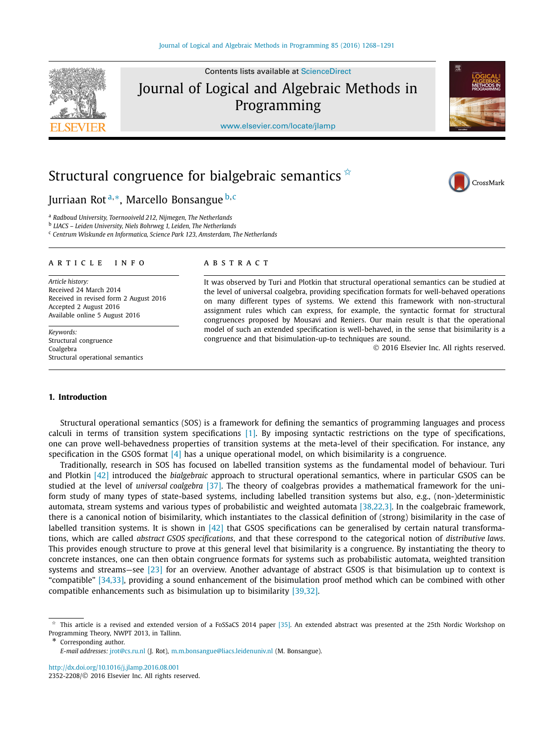# Structural congruence for bialgebraic semantics ☆

Jurriaan Rot [a,*], Marcello Bonsangue [b,c]

[a] Radboud University, Toernooiveld 212, Nijmegen, The Netherlands
[b] LIACS – Leiden University, Niels Bohrweg 1, Leiden, The Netherlands
[c] Centrum Wiskunde en Informatica, Science Park 123, Amsterdam, The Netherlands

ARTICLE INFO

*Article history:*
Received 24 March 2014
Received in revised form 2 August 2016
Accepted 2 August 2016
Available online 5 August 2016

*Keywords:*
Structural congruence
Coalgebra
Structural operational semantics

ABSTRACT

It was observed by Turi and Plotkin that structural operational semantics can be studied at the level of universal coalgebra, providing specification formats for well-behaved operations on many different types of systems. We extend this framework with non-structural assignment rules which can express, for example, the syntactic format for structural congruences proposed by Mousavi and Reniers. Our main result is that the operational model of such an extended specification is well-behaved, in the sense that bisimilarity is a congruence and that bisimulation-up-to techniques are sound.

© 2016 Elsevier Inc. All rights reserved.

## 1. Introduction

Structural operational semantics (SOS) is a framework for defining the semantics of programming languages and process calculi in terms of transition system specifications [1]. By imposing syntactic restrictions on the type of specifications, one can prove well-behavedness properties of transition systems at the meta-level of their specification. For instance, any specification in the GSOS format [4] has a unique operational model, on which bisimilarity is a congruence.

Traditionally, research in SOS has focused on labelled transition systems as the fundamental model of behaviour. Turi and Plotkin [42] introduced the *bialgebraic* approach to structural operational semantics, where in particular GSOS can be studied at the level of *universal coalgebra* [37]. The theory of coalgebras provides a mathematical framework for the uniform study of many types of state-based systems, including labelled transition systems but also, e.g., (non-)deterministic automata, stream systems and various types of probabilistic and weighted automata [38,22,3]. In the coalgebraic framework, there is a canonical notion of bisimilarity, which instantiates to the classical definition of (strong) bisimilarity in the case of labelled transition systems. It is shown in [42] that GSOS specifications can be generalised by certain natural transformations, which are called *abstract GSOS specifications*, and that these correspond to the categorical notion of *distributive laws*. This provides enough structure to prove at this general level that bisimilarity is a congruence. By instantiating the theory to concrete instances, one can then obtain congruence formats for systems such as probabilistic automata, weighted transition systems and streams—see [23] for an overview. Another advantage of abstract GSOS is that bisimulation up to context is "compatible" [34,33], providing a sound enhancement of the bisimulation proof method which can be combined with other compatible enhancements such as bisimulation up to bisimilarity [39,32].

☆ This article is a revised and extended version of a FoSSaCS 2014 paper [35]. An extended abstract was presented at the 25th Nordic Workshop on Programming Theory, NWPT 2013, in Tallinn.
\* Corresponding author.
*E-mail addresses:* jrot@cs.ru.nl (J. Rot), m.m.bonsangue@liacs.leidenuniv.nl (M. Bonsangue).

http://dx.doi.org/10.1016/j.jlamp.2016.08.001
2352-2208/© 2016 Elsevier Inc. All rights reserved.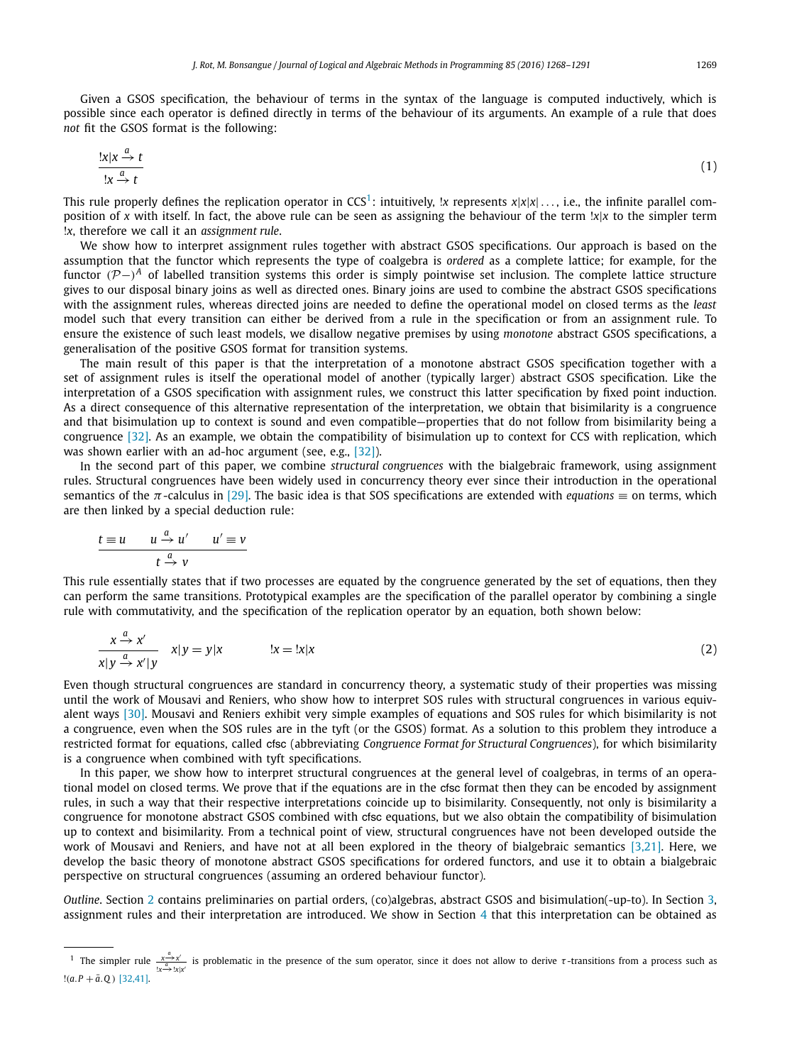Given a GSOS specification, the behaviour of terms in the syntax of the language is computed inductively, which is possible since each operator is defined directly in terms of the behaviour of its arguments. An example of a rule that does *not* fit the GSOS format is the following:

$$\frac{!x|x \xrightarrow{a} t}{!x \xrightarrow{a} t} \tag{1}$$

This rule properly defines the replication operator in CCS[1]: intuitively, $!x$ represents $x|x|x|\ldots$, i.e., the infinite parallel composition of $x$ with itself. In fact, the above rule can be seen as assigning the behaviour of the term $!x|x$ to the simpler term $!x$, therefore we call it an *assignment rule*.

We show how to interpret assignment rules together with abstract GSOS specifications. Our approach is based on the assumption that the functor which represents the type of coalgebra is *ordered* as a complete lattice; for example, for the functor $(\mathcal{P}-)^A$ of labelled transition systems this order is simply pointwise set inclusion. The complete lattice structure gives to our disposal binary joins as well as directed ones. Binary joins are used to combine the abstract GSOS specifications with the assignment rules, whereas directed joins are needed to define the operational model on closed terms as the *least* model such that every transition can either be derived from a rule in the specification or from an assignment rule. To ensure the existence of such least models, we disallow negative premises by using *monotone* abstract GSOS specifications, a generalisation of the positive GSOS format for transition systems.

The main result of this paper is that the interpretation of a monotone abstract GSOS specification together with a set of assignment rules is itself the operational model of another (typically larger) abstract GSOS specification. Like the interpretation of a GSOS specification with assignment rules, we construct this latter specification by fixed point induction. As a direct consequence of this alternative representation of the interpretation, we obtain that bisimilarity is a congruence and that bisimulation up to context is sound and even compatible—properties that do not follow from bisimilarity being a congruence [32]. As an example, we obtain the compatibility of bisimulation up to context for CCS with replication, which was shown earlier with an ad-hoc argument (see, e.g., [32]).

In the second part of this paper, we combine *structural congruences* with the bialgebraic framework, using assignment rules. Structural congruences have been widely used in concurrency theory ever since their introduction in the operational semantics of the $\pi$-calculus in [29]. The basic idea is that SOS specifications are extended with *equations* $\equiv$ on terms, which are then linked by a special deduction rule:

$$\frac{t \equiv u \qquad u \xrightarrow{a} u' \qquad u' \equiv v}{t \xrightarrow{a} v}$$

This rule essentially states that if two processes are equated by the congruence generated by the set of equations, then they can perform the same transitions. Prototypical examples are the specification of the parallel operator by combining a single rule with commutativity, and the specification of the replication operator by an equation, both shown below:

$$\frac{x \xrightarrow{a} x'}{x|y \xrightarrow{a} x'|y} \quad x|y = y|x \qquad\qquad !x = !x|x \tag{2}$$

Even though structural congruences are standard in concurrency theory, a systematic study of their properties was missing until the work of Mousavi and Reniers, who show how to interpret SOS rules with structural congruences in various equivalent ways [30]. Mousavi and Reniers exhibit very simple examples of equations and SOS rules for which bisimilarity is not a congruence, even when the SOS rules are in the tyft (or the GSOS) format. As a solution to this problem they introduce a restricted format for equations, called cfsc (abbreviating *Congruence Format for Structural Congruences*), for which bisimilarity is a congruence when combined with tyft specifications.

In this paper, we show how to interpret structural congruences at the general level of coalgebras, in terms of an operational model on closed terms. We prove that if the equations are in the cfsc format then they can be encoded by assignment rules, in such a way that their respective interpretations coincide up to bisimilarity. Consequently, not only is bisimilarity a congruence for monotone abstract GSOS combined with cfsc equations, but we also obtain the compatibility of bisimulation up to context and bisimilarity. From a technical point of view, structural congruences have not been developed outside the work of Mousavi and Reniers, and have not at all been explored in the theory of bialgebraic semantics [3,21]. Here, we develop the basic theory of monotone abstract GSOS specifications for ordered functors, and use it to obtain a bialgebraic perspective on structural congruences (assuming an ordered behaviour functor).

*Outline.* Section 2 contains preliminaries on partial orders, (co)algebras, abstract GSOS and bisimulation(-up-to). In Section 3, assignment rules and their interpretation are introduced. We show in Section 4 that this interpretation can be obtained as

---

[1] The simpler rule $\frac{x \xrightarrow{a} x'}{!x \xrightarrow{a} !x|x'}$ is problematic in the presence of the sum operator, since it does not allow to derive $\tau$-transitions from a process such as $!(a.P + \bar{a}.Q)$ [32,41].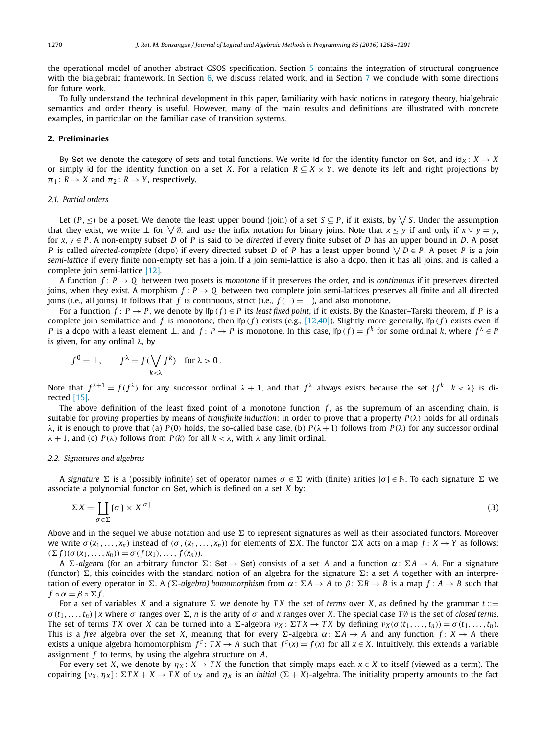the operational model of another abstract GSOS specification. Section 5 contains the integration of structural congruence with the bialgebraic framework. In Section 6, we discuss related work, and in Section 7 we conclude with some directions for future work.

To fully understand the technical development in this paper, familiarity with basic notions in category theory, bialgebraic semantics and order theory is useful. However, many of the main results and definitions are illustrated with concrete examples, in particular on the familiar case of transition systems.

## 2. Preliminaries

By Set we denote the category of sets and total functions. We write Id for the identity functor on Set, and $\mathsf{id}_X\colon X \to X$ or simply id for the identity function on a set $X$. For a relation $R \subseteq X \times Y$, we denote its left and right projections by $\pi_1\colon R \to X$ and $\pi_2\colon R \to Y$, respectively.

### 2.1. Partial orders

Let $(P, \leq)$ be a poset. We denote the least upper bound (join) of a set $S \subseteq P$, if it exists, by $\bigvee S$. Under the assumption that they exist, we write $\bot$ for $\bigvee \emptyset$, and use the infix notation for binary joins. Note that $x \leq y$ if and only if $x \vee y = y$, for $x, y \in P$. A non-empty subset $D$ of $P$ is said to be *directed* if every finite subset of $D$ has an upper bound in $D$. A poset $P$ is called *directed-complete* (dcpo) if every directed subset $D$ of $P$ has a least upper bound $\bigvee D \in P$. A poset $P$ is a *join semi-lattice* if every finite non-empty set has a join. If a join semi-lattice is also a dcpo, then it has all joins, and is called a complete join semi-lattice [12].

A function $f\colon P \to Q$ between two posets is *monotone* if it preserves the order, and is *continuous* if it preserves directed joins, when they exist. A morphism $f\colon P \to Q$ between two complete join semi-lattices preserves all finite and all directed joins (i.e., all joins). It follows that $f$ is continuous, strict (i.e., $f(\bot) = \bot$), and also monotone.

For a function $f\colon P \to P$, we denote by $\mathsf{lfp}(f) \in P$ its *least fixed point*, if it exists. By the Knaster–Tarski theorem, if $P$ is a complete join semilattice and $f$ is monotone, then $\mathsf{lfp}(f)$ exists (e.g., [12,40]). Slightly more generally, $\mathsf{lfp}(f)$ exists even if $P$ is a dcpo with a least element $\bot$, and $f\colon P \to P$ is monotone. In this case, $\mathsf{lfp}(f) = f^k$ for some ordinal $k$, where $f^\lambda \in P$ is given, for any ordinal $\lambda$, by

$$f^0 = \bot, \qquad f^\lambda = f(\bigvee_{k<\lambda} f^k) \quad \text{for } \lambda > 0\,.$$

Note that $f^{\lambda+1} = f(f^\lambda)$ for any successor ordinal $\lambda + 1$, and that $f^\lambda$ always exists because the set $\{f^k \mid k < \lambda\}$ is directed [15].

The above definition of the least fixed point of a monotone function $f$, as the supremum of an ascending chain, is suitable for proving properties by means of *transfinite induction*: in order to prove that a property $P(\lambda)$ holds for all ordinals $\lambda$, it is enough to prove that (a) $P(0)$ holds, the so-called base case, (b) $P(\lambda+1)$ follows from $P(\lambda)$ for any successor ordinal $\lambda + 1$, and (c) $P(\lambda)$ follows from $P(k)$ for all $k < \lambda$, with $\lambda$ any limit ordinal.

### 2.2. Signatures and algebras

A *signature* $\Sigma$ is a (possibly infinite) set of operator names $\sigma \in \Sigma$ with (finite) arities $|\sigma| \in \mathbb{N}$. To each signature $\Sigma$ we associate a polynomial functor on Set, which is defined on a set $X$ by:

$$\Sigma X = \coprod_{\sigma \in \Sigma} \{\sigma\} \times X^{|\sigma|} \tag{3}$$

Above and in the sequel we abuse notation and use $\Sigma$ to represent signatures as well as their associated functors. Moreover we write $\sigma(x_1, \ldots, x_n)$ instead of $(\sigma, (x_1, \ldots, x_n))$ for elements of $\Sigma X$. The functor $\Sigma X$ acts on a map $f\colon X \to Y$ as follows: $(\Sigma f)(\sigma(x_1, \ldots, x_n)) = \sigma(f(x_1), \ldots, f(x_n))$.

A $\Sigma$*-algebra* (for an arbitrary functor $\Sigma\colon \mathsf{Set} \to \mathsf{Set}$) consists of a set $A$ and a function $\alpha\colon \Sigma A \to A$. For a signature (functor) $\Sigma$, this coincides with the standard notion of an algebra for the signature $\Sigma$: a set $A$ together with an interpretation of every operator in $\Sigma$. A *(*$\Sigma$*-algebra) homomorphism* from $\alpha\colon \Sigma A \to A$ to $\beta\colon \Sigma B \to B$ is a map $f\colon A \to B$ such that $f \circ \alpha = \beta \circ \Sigma f$.

For a set of variables $X$ and a signature $\Sigma$ we denote by $TX$ the set of *terms* over $X$, as defined by the grammar $t ::= \sigma(t_1, \ldots, t_n) \mid x$ where $\sigma$ ranges over $\Sigma$, $n$ is the arity of $\sigma$ and $x$ ranges over $X$. The special case $T\emptyset$ is the set of *closed terms*. The set of terms $TX$ over $X$ can be turned into a $\Sigma$-algebra $\nu_X\colon \Sigma TX \to TX$ by defining $\nu_X(\sigma(t_1, \ldots, t_n)) = \sigma(t_1, \ldots, t_n)$. This is a *free* algebra over the set $X$, meaning that for every $\Sigma$-algebra $\alpha\colon \Sigma A \to A$ and any function $f\colon X \to A$ there exists a unique algebra homomorphism $f^\sharp\colon TX \to A$ such that $f^\sharp(x) = f(x)$ for all $x \in X$. Intuitively, this extends a variable assignment $f$ to terms, by using the algebra structure on $A$.

For every set $X$, we denote by $\eta_X\colon X \to TX$ the function that simply maps each $x \in X$ to itself (viewed as a term). The copairing $[\nu_X, \eta_X]\colon \Sigma TX + X \to TX$ of $\nu_X$ and $\eta_X$ is an *initial* $(\Sigma + X)$-algebra. The initiality property amounts to the fact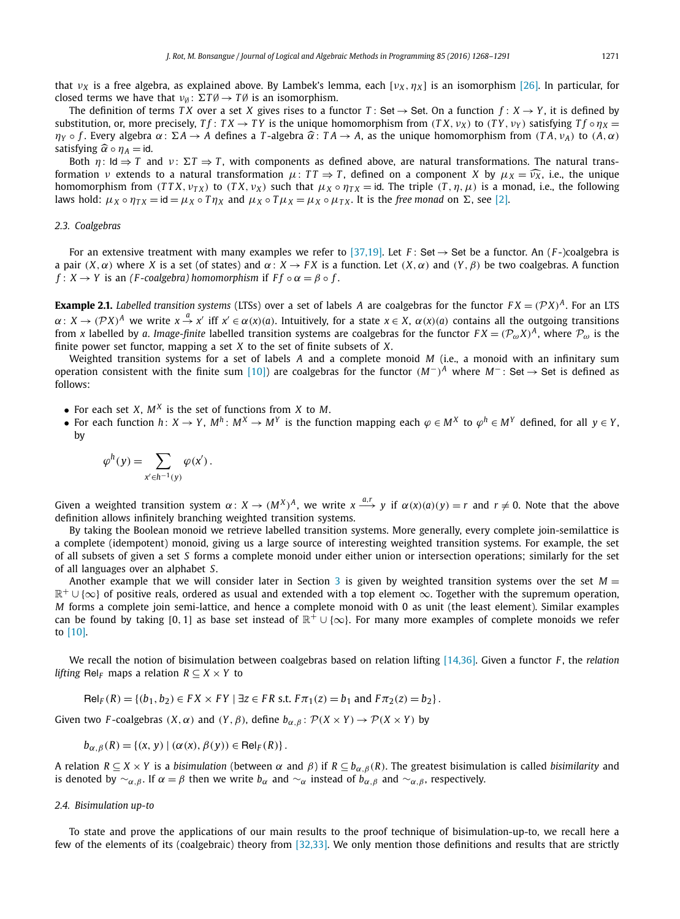that $\nu_X$ is a free algebra, as explained above. By Lambek's lemma, each $[\nu_X, \eta_X]$ is an isomorphism [26]. In particular, for closed terms we have that $\nu_\emptyset \colon \Sigma T\emptyset \to T\emptyset$ is an isomorphism.

The definition of terms $TX$ over a set $X$ gives rises to a functor $T \colon \mathsf{Set} \to \mathsf{Set}$. On a function $f \colon X \to Y$, it is defined by substitution, or, more precisely, $Tf \colon TX \to TY$ is the unique homomorphism from $(TX, \nu_X)$ to $(TY, \nu_Y)$ satisfying $Tf \circ \eta_X = \eta_Y \circ f$. Every algebra $\alpha \colon \Sigma A \to A$ defines a $T$-algebra $\widehat{\alpha} \colon TA \to A$, as the unique homomorphism from $(TA, \nu_A)$ to $(A, \alpha)$ satisfying $\widehat{\alpha} \circ \eta_A = \mathsf{id}$.

Both $\eta \colon \mathsf{Id} \Rightarrow T$ and $\nu \colon \Sigma T \Rightarrow T$, with components as defined above, are natural transformations. The natural transformation $\nu$ extends to a natural transformation $\mu \colon TT \Rightarrow T$, defined on a component $X$ by $\mu_X = \widehat{\nu_X}$, i.e., the unique homomorphism from $(TTX, \nu_{TX})$ to $(TX, \nu_X)$ such that $\mu_X \circ \eta_{TX} = \mathsf{id}$. The triple $(T, \eta, \mu)$ is a monad, i.e., the following laws hold: $\mu_X \circ \eta_{TX} = \mathsf{id} = \mu_X \circ T\eta_X$ and $\mu_X \circ T\mu_X = \mu_X \circ \mu_{TX}$. It is the *free monad* on $\Sigma$, see [2].

### 2.3. Coalgebras

For an extensive treatment with many examples we refer to [37,19]. Let $F \colon \mathsf{Set} \to \mathsf{Set}$ be a functor. An $(F\text{-})$coalgebra is a pair $(X, \alpha)$ where $X$ is a set (of states) and $\alpha \colon X \to FX$ is a function. Let $(X, \alpha)$ and $(Y, \beta)$ be two coalgebras. A function $f \colon X \to Y$ is an *(F-coalgebra) homomorphism* if $Ff \circ \alpha = \beta \circ f$.

**Example 2.1.** *Labelled transition systems* (LTSs) over a set of labels $A$ are coalgebras for the functor $FX = (\mathcal{P}X)^A$. For an LTS $\alpha \colon X \to (\mathcal{P}X)^A$ we write $x \xrightarrow{a} x'$ iff $x' \in \alpha(x)(a)$. Intuitively, for a state $x \in X$, $\alpha(x)(a)$ contains all the outgoing transitions from $x$ labelled by $a$. *Image-finite* labelled transition systems are coalgebras for the functor $FX = (\mathcal{P}_\omega X)^A$, where $\mathcal{P}_\omega$ is the finite power set functor, mapping a set $X$ to the set of finite subsets of $X$.

Weighted transition systems for a set of labels $A$ and a complete monoid $M$ (i.e., a monoid with an infinitary sum operation consistent with the finite sum [10]) are coalgebras for the functor $(M^-)^A$ where $M^- \colon \mathsf{Set} \to \mathsf{Set}$ is defined as follows:

- For each set $X$, $M^X$ is the set of functions from $X$ to $M$.
- For each function $h \colon X \to Y$, $M^h \colon M^X \to M^Y$ is the function mapping each $\varphi \in M^X$ to $\varphi^h \in M^Y$ defined, for all $y \in Y$, by

$$\varphi^h(y) = \sum_{x' \in h^{-1}(y)} \varphi(x') .$$

Given a weighted transition system $\alpha \colon X \to (M^X)^A$, we write $x \xrightarrow{a,r} y$ if $\alpha(x)(a)(y) = r$ and $r \neq 0$. Note that the above definition allows infinitely branching weighted transition systems.

By taking the Boolean monoid we retrieve labelled transition systems. More generally, every complete join-semilattice is a complete (idempotent) monoid, giving us a large source of interesting weighted transition systems. For example, the set of all subsets of given a set $S$ forms a complete monoid under either union or intersection operations; similarly for the set of all languages over an alphabet $S$.

Another example that we will consider later in Section 3 is given by weighted transition systems over the set $M = \mathbb{R}^+ \cup \{\infty\}$ of positive reals, ordered as usual and extended with a top element $\infty$. Together with the supremum operation, $M$ forms a complete join semi-lattice, and hence a complete monoid with 0 as unit (the least element). Similar examples can be found by taking $[0, 1]$ as base set instead of $\mathbb{R}^+ \cup \{\infty\}$. For many more examples of complete monoids we refer to [10].

We recall the notion of bisimulation between coalgebras based on relation lifting [14,36]. Given a functor $F$, the *relation lifting* $\mathsf{Rel}_F$ maps a relation $R \subseteq X \times Y$ to

$$\mathsf{Rel}_F(R) = \{(b_1, b_2) \in FX \times FY \mid \exists z \in FR \text{ s.t. } F\pi_1(z) = b_1 \text{ and } F\pi_2(z) = b_2\} .$$

Given two $F$-coalgebras $(X, \alpha)$ and $(Y, \beta)$, define $b_{\alpha,\beta} \colon \mathcal{P}(X \times Y) \to \mathcal{P}(X \times Y)$ by

$$b_{\alpha,\beta}(R) = \{(x, y) \mid (\alpha(x), \beta(y)) \in \mathsf{Rel}_F(R)\} .$$

A relation $R \subseteq X \times Y$ is a *bisimulation* (between $\alpha$ and $\beta$) if $R \subseteq b_{\alpha,\beta}(R)$. The greatest bisimulation is called *bisimilarity* and is denoted by $\sim_{\alpha,\beta}$. If $\alpha = \beta$ then we write $b_\alpha$ and $\sim_\alpha$ instead of $b_{\alpha,\beta}$ and $\sim_{\alpha,\beta}$, respectively.

### 2.4. Bisimulation up-to

To state and prove the applications of our main results to the proof technique of bisimulation-up-to, we recall here a few of the elements of its (coalgebraic) theory from [32,33]. We only mention those definitions and results that are strictly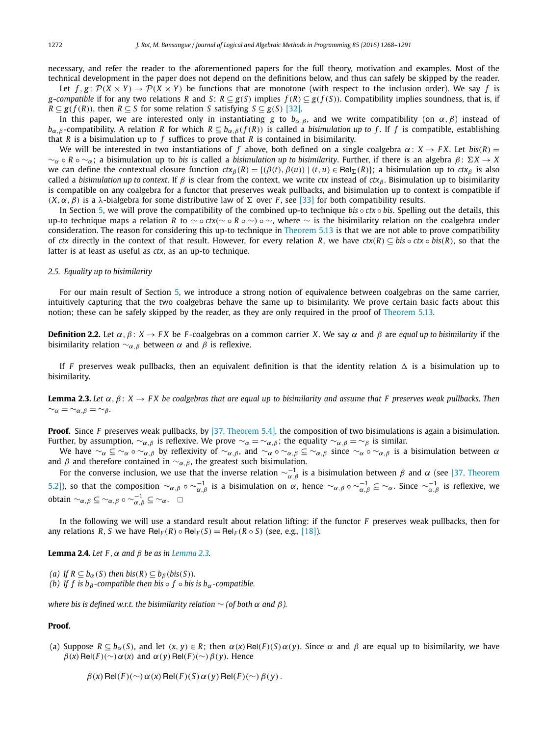necessary, and refer the reader to the aforementioned papers for the full theory, motivation and examples. Most of the technical development in the paper does not depend on the definitions below, and thus can safely be skipped by the reader.

Let $f, g \colon \mathcal{P}(X \times Y) \to \mathcal{P}(X \times Y)$ be functions that are monotone (with respect to the inclusion order). We say $f$ is *g-compatible* if for any two relations $R$ and $S$: $R \subseteq g(S)$ implies $f(R) \subseteq g(f(S))$. Compatibility implies soundness, that is, if $R \subseteq g(f(R))$, then $R \subseteq S$ for some relation $S$ satisfying $S \subseteq g(S)$ [32].

In this paper, we are interested only in instantiating $g$ to $b_{\alpha,\beta}$, and we write compatibility (on $\alpha, \beta$) instead of $b_{\alpha,\beta}$-compatibility. A relation $R$ for which $R \subseteq b_{\alpha,\beta}(f(R))$ is called a *bisimulation up to f*. If $f$ is compatible, establishing that $R$ is a bisimulation up to $f$ suffices to prove that $R$ is contained in bisimilarity.

We will be interested in two instantiations of $f$ above, both defined on a single coalgebra $\alpha \colon X \to FX$. Let $bis(R) = {\sim_\alpha} \circ R \circ {\sim_\alpha}$; a bisimulation up to $bis$ is called a *bisimulation up to bisimilarity*. Further, if there is an algebra $\beta \colon \Sigma X \to X$ we can define the contextual closure function $ctx_\beta(R) = \{(\beta(t), \beta(u)) \mid (t, u) \in \mathsf{Rel}_\Sigma(R)\}$; a bisimulation up to $ctx_\beta$ is also called a *bisimulation up to context*. If $\beta$ is clear from the context, we write $ctx$ instead of $ctx_\beta$. Bisimulation up to bisimilarity is compatible on any coalgebra for a functor that preserves weak pullbacks, and bisimulation up to context is compatible if $(X, \alpha, \beta)$ is a $\lambda$-bialgebra for some distributive law of $\Sigma$ over $F$, see [33] for both compatibility results.

In Section 5, we will prove the compatibility of the combined up-to technique $bis \circ ctx \circ bis$. Spelling out the details, this up-to technique maps a relation $R$ to ${\sim} \circ ctx({\sim} \circ R \circ {\sim}) \circ {\sim}$, where $\sim$ is the bisimilarity relation on the coalgebra under consideration. The reason for considering this up-to technique in Theorem 5.13 is that we are not able to prove compatibility of $ctx$ directly in the context of that result. However, for every relation $R$, we have $ctx(R) \subseteq bis \circ ctx \circ bis(R)$, so that the latter is at least as useful as $ctx$, as an up-to technique.

### 2.5. Equality up to bisimilarity

For our main result of Section 5, we introduce a strong notion of equivalence between coalgebras on the same carrier, intuitively capturing that the two coalgebras behave the same up to bisimilarity. We prove certain basic facts about this notion; these can be safely skipped by the reader, as they are only required in the proof of Theorem 5.13.

**Definition 2.2.** Let $\alpha, \beta \colon X \to FX$ be $F$-coalgebras on a common carrier $X$. We say $\alpha$ and $\beta$ are *equal up to bisimilarity* if the bisimilarity relation $\sim_{\alpha,\beta}$ between $\alpha$ and $\beta$ is reflexive.

If $F$ preserves weak pullbacks, then an equivalent definition is that the identity relation $\Delta$ is a bisimulation up to bisimilarity.

**Lemma 2.3.** *Let $\alpha, \beta \colon X \to FX$ be coalgebras that are equal up to bisimilarity and assume that $F$ preserves weak pullbacks. Then ${\sim_\alpha} = {\sim_{\alpha,\beta}} = {\sim_\beta}$.*

**Proof.** Since $F$ preserves weak pullbacks, by [37, Theorem 5.4], the composition of two bisimulations is again a bisimulation. Further, by assumption, $\sim_{\alpha,\beta}$ is reflexive. We prove ${\sim_\alpha} = {\sim_{\alpha,\beta}}$; the equality ${\sim_{\alpha,\beta}} = {\sim_\beta}$ is similar.

We have ${\sim_\alpha} \subseteq {\sim_\alpha} \circ {\sim_{\alpha,\beta}}$ by reflexivity of $\sim_{\alpha,\beta}$, and ${\sim_\alpha} \circ {\sim_{\alpha,\beta}} \subseteq {\sim_{\alpha,\beta}}$ since ${\sim_\alpha} \circ {\sim_{\alpha,\beta}}$ is a bisimulation between $\alpha$ and $\beta$ and therefore contained in $\sim_{\alpha,\beta}$, the greatest such bisimulation.

For the converse inclusion, we use that the inverse relation $\sim_{\alpha,\beta}^{-1}$ is a bisimulation between $\beta$ and $\alpha$ (see [37, Theorem 5.2]), so that the composition ${\sim_{\alpha,\beta}} \circ {\sim_{\alpha,\beta}^{-1}}$ is a bisimulation on $\alpha$, hence ${\sim_{\alpha,\beta}} \circ {\sim_{\alpha,\beta}^{-1}} \subseteq {\sim_\alpha}$. Since $\sim_{\alpha,\beta}^{-1}$ is reflexive, we obtain ${\sim_{\alpha,\beta}} \subseteq {\sim_{\alpha,\beta}} \circ {\sim_{\alpha,\beta}^{-1}} \subseteq {\sim_\alpha}$. $\square$

In the following we will use a standard result about relation lifting: if the functor $F$ preserves weak pullbacks, then for any relations $R, S$ we have $\mathsf{Rel}_F(R) \circ \mathsf{Rel}_F(S) = \mathsf{Rel}_F(R \circ S)$ (see, e.g., [18]).

**Lemma 2.4.** *Let $F$, $\alpha$ and $\beta$ be as in Lemma 2.3.*

*(a) If $R \subseteq b_\alpha(S)$ then $bis(R) \subseteq b_\beta(bis(S))$.*
*(b) If $f$ is $b_\beta$-compatible then $bis \circ f \circ bis$ is $b_\alpha$-compatible.*

*where bis is defined w.r.t. the bisimilarity relation $\sim$ (of both $\alpha$ and $\beta$).*

**Proof.**

(a) Suppose $R \subseteq b_\alpha(S)$, and let $(x, y) \in R$; then $\alpha(x) \, \mathsf{Rel}(F)(S) \, \alpha(y)$. Since $\alpha$ and $\beta$ are equal up to bisimilarity we have $\beta(x) \, \mathsf{Rel}(F)(\sim) \, \alpha(x)$ and $\alpha(y) \, \mathsf{Rel}(F)(\sim) \, \beta(y)$. Hence

$$\beta(x) \, \mathsf{Rel}(F)(\sim) \, \alpha(x) \, \mathsf{Rel}(F)(S) \, \alpha(y) \, \mathsf{Rel}(F)(\sim) \, \beta(y) \, .$$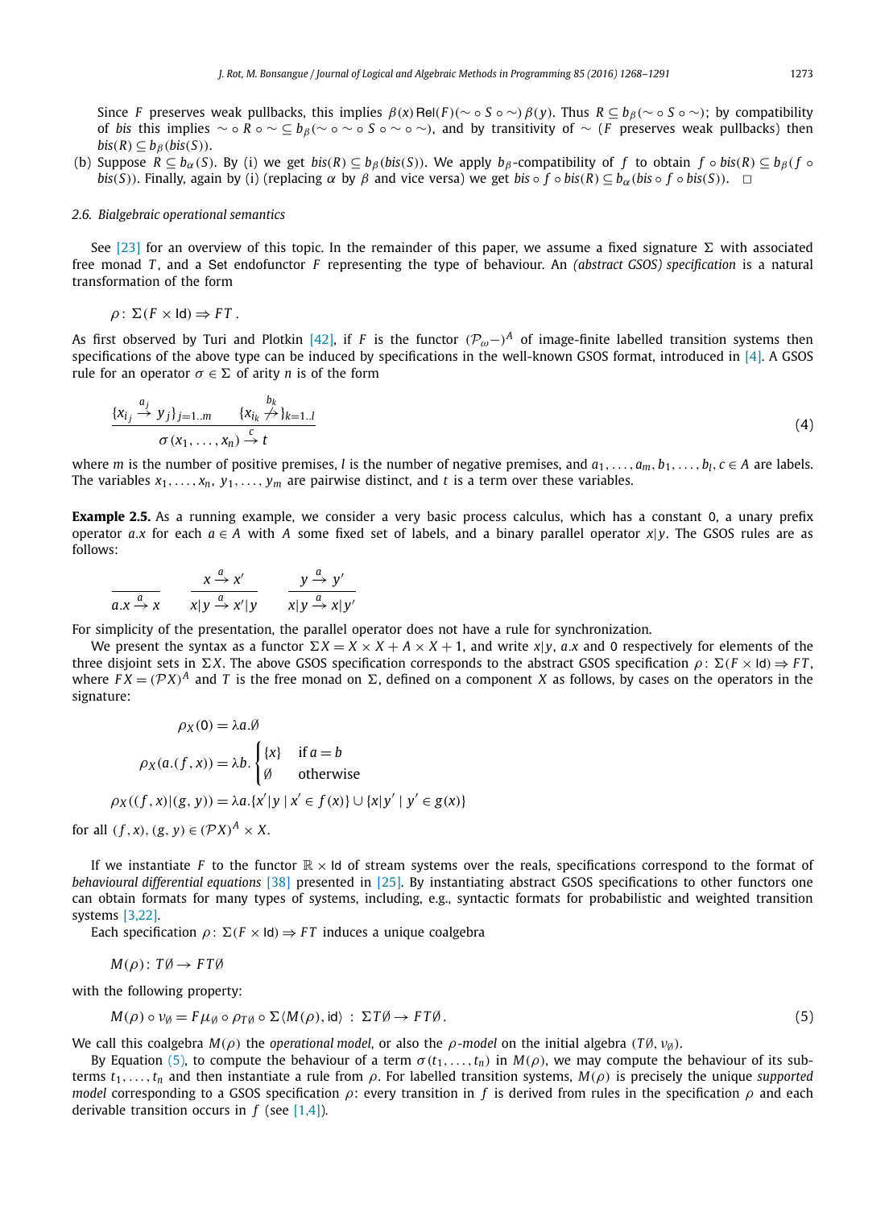Since $F$ preserves weak pullbacks, this implies $\beta(x)\,\mathsf{Rel}(F)(\sim \circ S \circ \sim)\,\beta(y)$. Thus $R \subseteq b_\beta(\sim \circ S \circ \sim)$; by compatibility of *bis* this implies $\sim \circ R \circ \sim \subseteq b_\beta(\sim \circ \sim \circ S \circ \sim \circ \sim)$, and by transitivity of $\sim$ ($F$ preserves weak pullbacks) then $bis(R) \subseteq b_\beta(bis(S))$.

(b) Suppose $R \subseteq b_\alpha(S)$. By (i) we get $bis(R) \subseteq b_\beta(bis(S))$. We apply $b_\beta$-compatibility of $f$ to obtain $f \circ bis(R) \subseteq b_\beta(f \circ bis(S))$. Finally, again by (i) (replacing $\alpha$ by $\beta$ and vice versa) we get $bis \circ f \circ bis(R) \subseteq b_\alpha(bis \circ f \circ bis(S))$. □

### 2.6. Bialgebraic operational semantics

See [23] for an overview of this topic. In the remainder of this paper, we assume a fixed signature $\Sigma$ with associated free monad $T$, and a $\mathsf{Set}$ endofunctor $F$ representing the type of behaviour. An *(abstract GSOS) specification* is a natural transformation of the form

$$\rho \colon \Sigma(F \times \mathsf{Id}) \Rightarrow FT\,.$$

As first observed by Turi and Plotkin [42], if $F$ is the functor $(\mathcal{P}_\omega -)^A$ of image-finite labelled transition systems then specifications of the above type can be induced by specifications in the well-known GSOS format, introduced in [4]. A GSOS rule for an operator $\sigma \in \Sigma$ of arity $n$ is of the form

$$\frac{\{x_{i_j} \xrightarrow{a_j} y_j\}_{j=1..m} \qquad \{x_{i_k} \overset{b_k}{\not\rightarrow}\}_{k=1..l}}{\sigma(x_1, \ldots, x_n) \xrightarrow{c} t} \tag{4}$$

where $m$ is the number of positive premises, $l$ is the number of negative premises, and $a_1, \ldots, a_m, b_1, \ldots, b_l, c \in A$ are labels. The variables $x_1, \ldots, x_n, y_1, \ldots, y_m$ are pairwise distinct, and $t$ is a term over these variables.

**Example 2.5.** As a running example, we consider a very basic process calculus, which has a constant 0, a unary prefix operator $a.x$ for each $a \in A$ with $A$ some fixed set of labels, and a binary parallel operator $x|y$. The GSOS rules are as follows:

$$\frac{}{a.x \xrightarrow{a} x} \qquad \frac{x \xrightarrow{a} x'}{x|y \xrightarrow{a} x'|y} \qquad \frac{y \xrightarrow{a} y'}{x|y \xrightarrow{a} x|y'}$$

For simplicity of the presentation, the parallel operator does not have a rule for synchronization.

We present the syntax as a functor $\Sigma X = X \times X + A \times X + 1$, and write $x|y$, $a.x$ and 0 respectively for elements of the three disjoint sets in $\Sigma X$. The above GSOS specification corresponds to the abstract GSOS specification $\rho \colon \Sigma(F \times \mathsf{Id}) \Rightarrow FT$, where $FX = (\mathcal{P}X)^A$ and $T$ is the free monad on $\Sigma$, defined on a component $X$ as follows, by cases on the operators in the signature:

$$\rho_X(0) = \lambda a.\emptyset$$

$$\rho_X(a.(f,x)) = \lambda b.\begin{cases}\{x\} & \text{if } a = b\\ \emptyset & \text{otherwise}\end{cases}$$

$$\rho_X((f,x)|(g,y)) = \lambda a.\{x'|y \mid x' \in f(x)\} \cup \{x|y' \mid y' \in g(x)\}$$

for all $(f,x),(g,y) \in (\mathcal{P}X)^A \times X$.

If we instantiate $F$ to the functor $\mathbb{R} \times \mathsf{Id}$ of stream systems over the reals, specifications correspond to the format of *behavioural differential equations* [38] presented in [25]. By instantiating abstract GSOS specifications to other functors one can obtain formats for many types of systems, including, e.g., syntactic formats for probabilistic and weighted transition systems [3,22].

Each specification $\rho \colon \Sigma(F \times \mathsf{Id}) \Rightarrow FT$ induces a unique coalgebra

$$M(\rho) \colon T\emptyset \to FT\emptyset$$

with the following property:

$$M(\rho) \circ \nu_\emptyset = F\mu_\emptyset \circ \rho_{T\emptyset} \circ \Sigma\langle M(\rho), \mathsf{id}\rangle \,:\, \Sigma T\emptyset \to FT\emptyset\,. \tag{5}$$

We call this coalgebra $M(\rho)$ the *operational model*, or also the *$\rho$-model* on the initial algebra $(T\emptyset, \nu_\emptyset)$.

By Equation (5), to compute the behaviour of a term $\sigma(t_1, \ldots, t_n)$ in $M(\rho)$, we may compute the behaviour of its subterms $t_1, \ldots, t_n$ and then instantiate a rule from $\rho$. For labelled transition systems, $M(\rho)$ is precisely the unique *supported model* corresponding to a GSOS specification $\rho$: every transition in $f$ is derived from rules in the specification $\rho$ and each derivable transition occurs in $f$ (see [1,4]).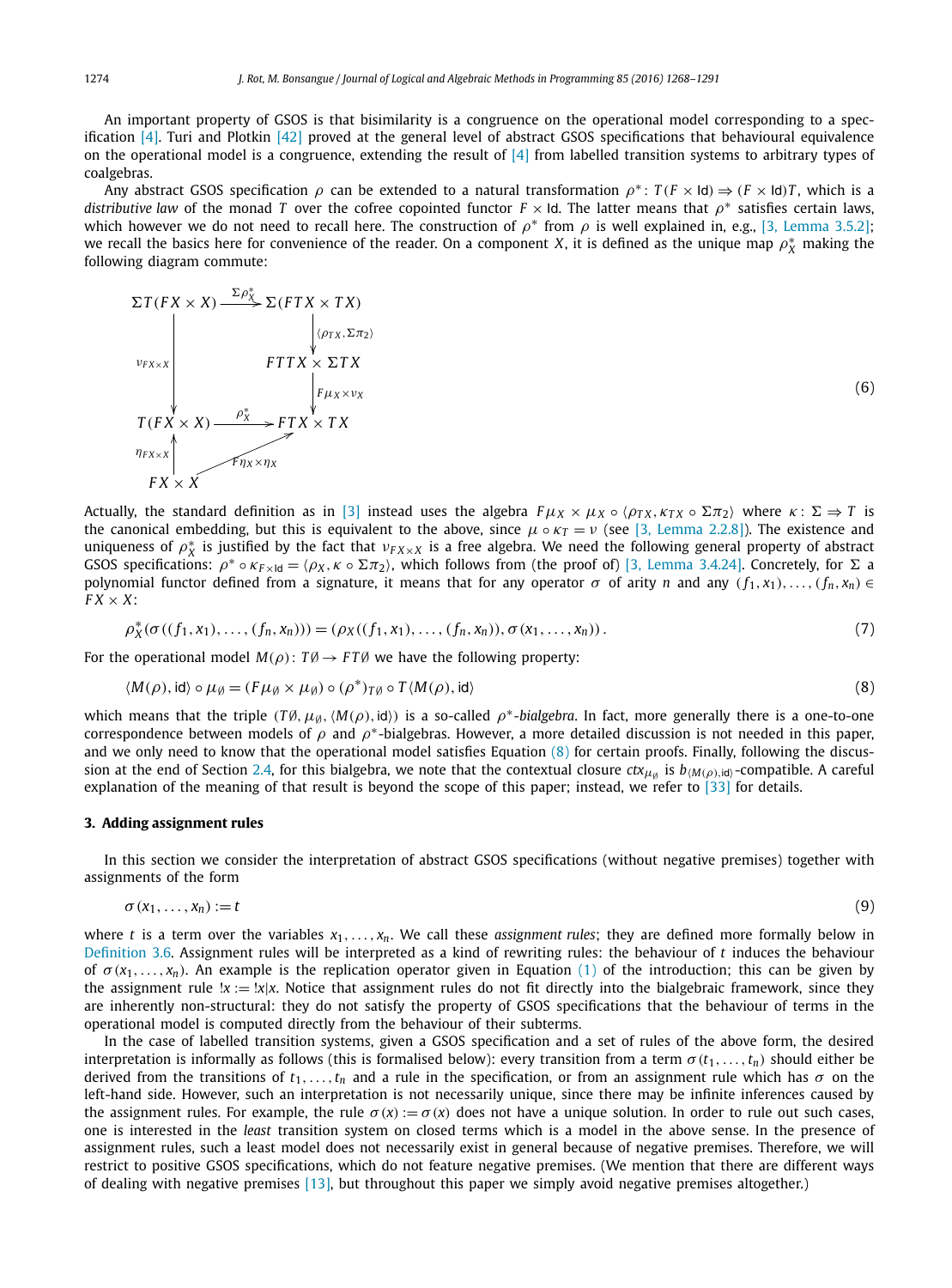An important property of GSOS is that bisimilarity is a congruence on the operational model corresponding to a specification [4]. Turi and Plotkin [42] proved at the general level of abstract GSOS specifications that behavioural equivalence on the operational model is a congruence, extending the result of [4] from labelled transition systems to arbitrary types of coalgebras.

Any abstract GSOS specification $\rho$ can be extended to a natural transformation $\rho^* : T(F \times \mathsf{Id}) \Rightarrow (F \times \mathsf{Id})T$, which is a *distributive law* of the monad $T$ over the cofree copointed functor $F \times \mathsf{Id}$. The latter means that $\rho^*$ satisfies certain laws, which however we do not need to recall here. The construction of $\rho^*$ from $\rho$ is well explained in, e.g., [3, Lemma 3.5.2]; we recall the basics here for convenience of the reader. On a component $X$, it is defined as the unique map $\rho^*_X$ making the following diagram commute:

$$\begin{array}{ccc}
\Sigma T(FX \times X) & \xrightarrow{\Sigma \rho^*_X} & \Sigma(FTX \times TX) \\
 & & \downarrow \langle \rho_{TX}, \Sigma\pi_2 \rangle \\
\downarrow \nu_{FX\times X} & & FTTX \times \Sigma TX \\
 & & \downarrow F\mu_X \times \nu_X \\
T(FX \times X) & \xrightarrow{\rho^*_X} & FTX \times TX \\
\uparrow \eta_{FX\times X} & \nearrow F\eta_X \times \eta_X & \\
FX \times X & &
\end{array} \tag{6}$$

Actually, the standard definition as in [3] instead uses the algebra $F\mu_X \times \mu_X \circ \langle \rho_{TX}, \kappa_{TX} \circ \Sigma\pi_2 \rangle$ where $\kappa : \Sigma \Rightarrow T$ is the canonical embedding, but this is equivalent to the above, since $\mu \circ \kappa_T = \nu$ (see [3, Lemma 2.2.8]). The existence and uniqueness of $\rho^*_X$ is justified by the fact that $\nu_{FX\times X}$ is a free algebra. We need the following general property of abstract GSOS specifications: $\rho^* \circ \kappa_{F\times \mathsf{Id}} = \langle \rho_X, \kappa \circ \Sigma\pi_2 \rangle$, which follows from (the proof of) [3, Lemma 3.4.24]. Concretely, for $\Sigma$ a polynomial functor defined from a signature, it means that for any operator $\sigma$ of arity $n$ and any $(f_1, x_1), \ldots, (f_n, x_n) \in FX \times X$:

$$\rho^*_X(\sigma((f_1, x_1), \ldots, (f_n, x_n))) = (\rho_X((f_1, x_1), \ldots, (f_n, x_n)), \sigma(x_1, \ldots, x_n)) . \tag{7}$$

For the operational model $M(\rho) : T\emptyset \to FT\emptyset$ we have the following property:

$$\langle M(\rho), \mathsf{id} \rangle \circ \mu_\emptyset = (F\mu_\emptyset \times \mu_\emptyset) \circ (\rho^*)_{T\emptyset} \circ T\langle M(\rho), \mathsf{id} \rangle \tag{8}$$

which means that the triple $(T\emptyset, \mu_\emptyset, \langle M(\rho), \mathsf{id} \rangle)$ is a so-called $\rho^*$-*bialgebra*. In fact, more generally there is a one-to-one correspondence between models of $\rho$ and $\rho^*$-bialgebras. However, a more detailed discussion is not needed in this paper, and we only need to know that the operational model satisfies Equation (8) for certain proofs. Finally, following the discussion at the end of Section 2.4, for this bialgebra, we note that the contextual closure $ctx_{\mu_\emptyset}$ is $b_{\langle M(\rho), \mathsf{id} \rangle}$-compatible. A careful explanation of the meaning of that result is beyond the scope of this paper; instead, we refer to [33] for details.

## 3. Adding assignment rules

In this section we consider the interpretation of abstract GSOS specifications (without negative premises) together with assignments of the form

$$\sigma(x_1, \ldots, x_n) := t \tag{9}$$

where $t$ is a term over the variables $x_1, \ldots, x_n$. We call these *assignment rules*; they are defined more formally below in Definition 3.6. Assignment rules will be interpreted as a kind of rewriting rules: the behaviour of $t$ induces the behaviour of $\sigma(x_1, \ldots, x_n)$. An example is the replication operator given in Equation (1) of the introduction; this can be given by the assignment rule $!x := !x|x$. Notice that assignment rules do not fit directly into the bialgebraic framework, since they are inherently non-structural: they do not satisfy the property of GSOS specifications that the behaviour of terms in the operational model is computed directly from the behaviour of their subterms.

In the case of labelled transition systems, given a GSOS specification and a set of rules of the above form, the desired interpretation is informally as follows (this is formalised below): every transition from a term $\sigma(t_1, \ldots, t_n)$ should either be derived from the transitions of $t_1, \ldots, t_n$ and a rule in the specification, or from an assignment rule which has $\sigma$ on the left-hand side. However, such an interpretation is not necessarily unique, since there may be infinite inferences caused by the assignment rules. For example, the rule $\sigma(x) := \sigma(x)$ does not have a unique solution. In order to rule out such cases, one is interested in the *least* transition system on closed terms which is a model in the above sense. In the presence of assignment rules, such a least model does not necessarily exist in general because of negative premises. Therefore, we will restrict to positive GSOS specifications, which do not feature negative premises. (We mention that there are different ways of dealing with negative premises [13], but throughout this paper we simply avoid negative premises altogether.)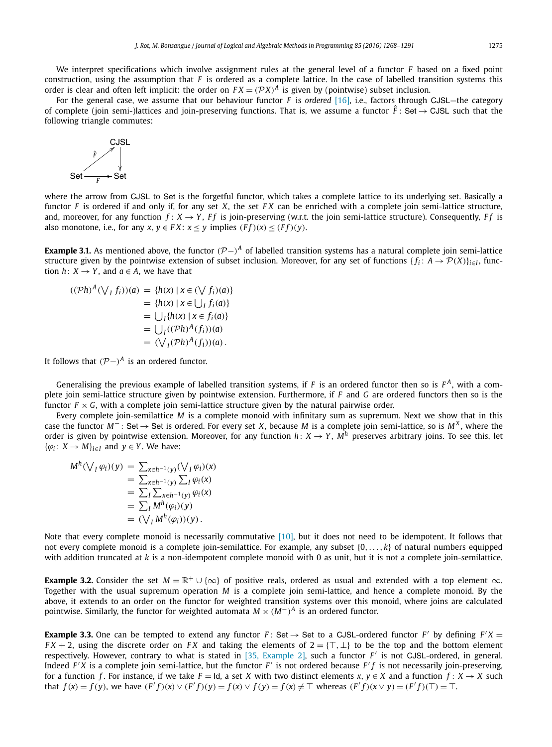We interpret specifications which involve assignment rules at the general level of a functor $F$ based on a fixed point construction, using the assumption that $F$ is ordered as a complete lattice. In the case of labelled transition systems this order is clear and often left implicit: the order on $FX = (\mathcal{P}X)^A$ is given by (pointwise) subset inclusion.

For the general case, we assume that our behaviour functor $F$ is *ordered* [16], i.e., factors through CJSL—the category of complete (join semi-)lattices and join-preserving functions. That is, we assume a functor $\hat{F}\colon \mathsf{Set} \to \mathsf{CJSL}$ such that the following triangle commutes:

$$\begin{array}{ccc} & & \mathsf{CJSL} \\ & \overset{\hat{F}}{\nearrow} & \downarrow \\ \mathsf{Set} & \xrightarrow[F]{} & \mathsf{Set} \end{array}$$

where the arrow from CJSL to Set is the forgetful functor, which takes a complete lattice to its underlying set. Basically a functor $F$ is ordered if and only if, for any set $X$, the set $FX$ can be enriched with a complete join semi-lattice structure, and, moreover, for any function $f\colon X \to Y$, $Ff$ is join-preserving (w.r.t. the join semi-lattice structure). Consequently, $Ff$ is also monotone, i.e., for any $x, y \in FX$: $x \le y$ implies $(Ff)(x) \le (Ff)(y)$.

**Example 3.1.** As mentioned above, the functor $(\mathcal{P}-)^A$ of labelled transition systems has a natural complete join semi-lattice structure given by the pointwise extension of subset inclusion. Moreover, for any set of functions $\{f_i\colon A \to \mathcal{P}(X)\}_{i \in I}$, function $h\colon X \to Y$, and $a \in A$, we have that

$$\begin{aligned}
((\mathcal{P}h)^A(\textstyle\bigvee_I f_i))(a) &= \{h(x) \mid x \in (\textstyle\bigvee f_i)(a)\} \\
&= \{h(x) \mid x \in \textstyle\bigcup_I f_i(a)\} \\
&= \textstyle\bigcup_I \{h(x) \mid x \in f_i(a)\} \\
&= \textstyle\bigcup_I ((\mathcal{P}h)^A(f_i))(a) \\
&= (\textstyle\bigvee_I (\mathcal{P}h)^A(f_i))(a)\,.
\end{aligned}$$

It follows that $(\mathcal{P}-)^A$ is an ordered functor.

Generalising the previous example of labelled transition systems, if $F$ is an ordered functor then so is $F^A$, with a complete join semi-lattice structure given by pointwise extension. Furthermore, if $F$ and $G$ are ordered functors then so is the functor $F \times G$, with a complete join semi-lattice structure given by the natural pairwise order.

Every complete join-semilattice $M$ is a complete monoid with infinitary sum as supremum. Next we show that in this case the functor $M^-\colon \mathsf{Set} \to \mathsf{Set}$ is ordered. For every set $X$, because $M$ is a complete join semi-lattice, so is $M^X$, where the order is given by pointwise extension. Moreover, for any function $h\colon X \to Y$, $M^h$ preserves arbitrary joins. To see this, let $\{\varphi_i\colon X \to M\}_{i \in I}$ and $y \in Y$. We have:

$$\begin{aligned}
M^h(\textstyle\bigvee_I \varphi_i)(y) &= \textstyle\sum_{x \in h^{-1}(y)} (\bigvee_I \varphi_i)(x) \\
&= \textstyle\sum_{x \in h^{-1}(y)} \sum_I \varphi_i(x) \\
&= \textstyle\sum_I \sum_{x \in h^{-1}(y)} \varphi_i(x) \\
&= \textstyle\sum_I M^h(\varphi_i)(y) \\
&= (\textstyle\bigvee_I M^h(\varphi_i))(y)\,.
\end{aligned}$$

Note that every complete monoid is necessarily commutative [10], but it does not need to be idempotent. It follows that not every complete monoid is a complete join-semilattice. For example, any subset $\{0, \ldots, k\}$ of natural numbers equipped with addition truncated at $k$ is a non-idempotent complete monoid with 0 as unit, but it is not a complete join-semilattice.

**Example 3.2.** Consider the set $M = \mathbb{R}^+ \cup \{\infty\}$ of positive reals, ordered as usual and extended with a top element $\infty$. Together with the usual supremum operation $M$ is a complete join semi-lattice, and hence a complete monoid. By the above, it extends to an order on the functor for weighted transition systems over this monoid, where joins are calculated pointwise. Similarly, the functor for weighted automata $M \times (M^-)^A$ is an ordered functor.

**Example 3.3.** One can be tempted to extend any functor $F\colon \mathsf{Set} \to \mathsf{Set}$ to a CJSL-ordered functor $F'$ by defining $F'X = FX + 2$, using the discrete order on $FX$ and taking the elements of $2 = \{\top, \bot\}$ to be the top and the bottom element respectively. However, contrary to what is stated in [35, Example 2], such a functor $F'$ is not CJSL-ordered, in general. Indeed $F'X$ is a complete join semi-lattice, but the functor $F'$ is not ordered because $F'f$ is not necessarily join-preserving, for a function $f$. For instance, if we take $F = \mathsf{Id}$, a set $X$ with two distinct elements $x, y \in X$ and a function $f\colon X \to X$ such that $f(x) = f(y)$, we have $(F'f)(x) \vee (F'f)(y) = f(x) \vee f(y) = f(x) \neq \top$ whereas $(F'f)(x \vee y) = (F'f)(\top) = \top$.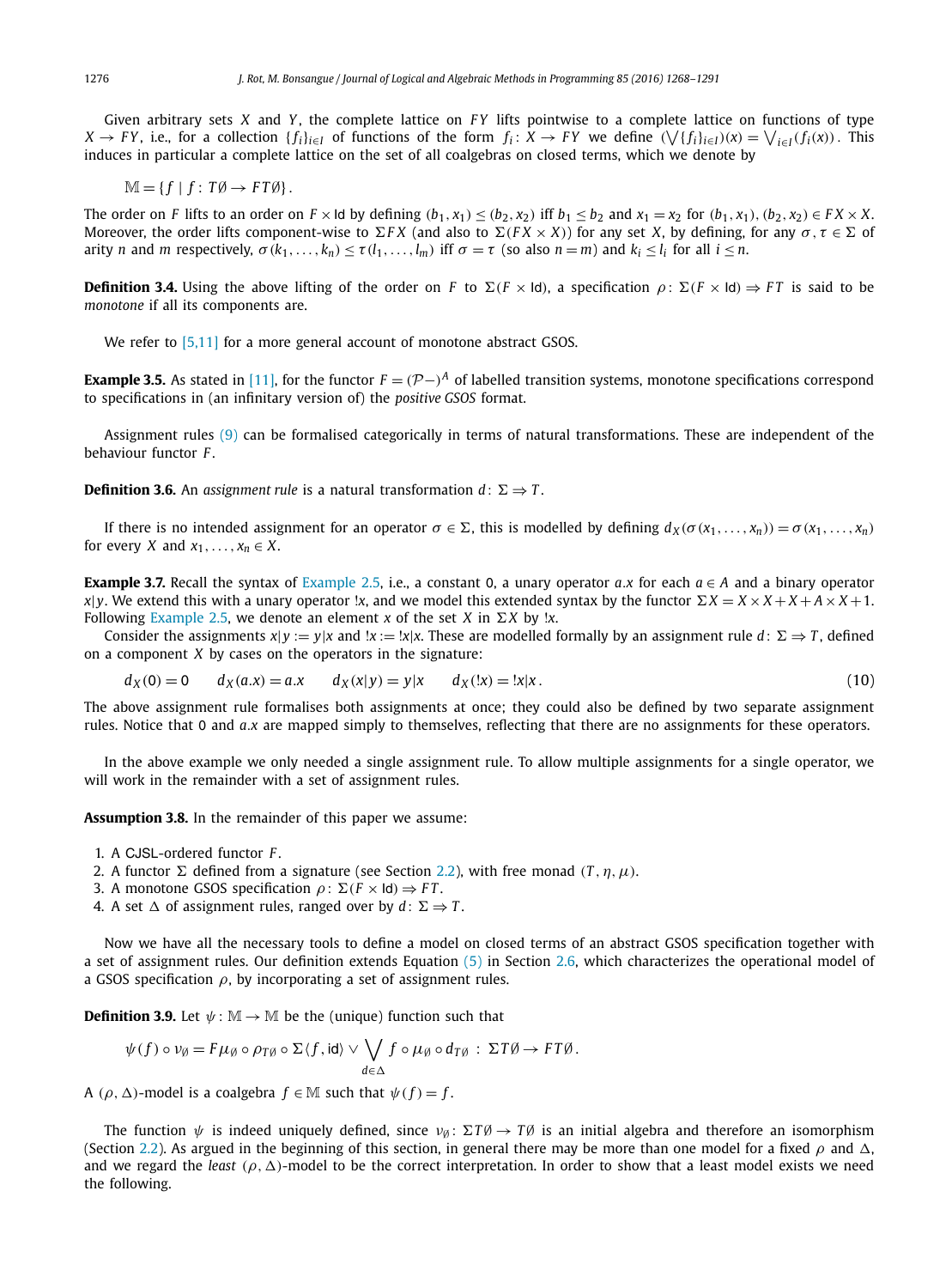Given arbitrary sets $X$ and $Y$, the complete lattice on $FY$ lifts pointwise to a complete lattice on functions of type $X \to FY$, i.e., for a collection $\{f_i\}_{i \in I}$ of functions of the form $f_i \colon X \to FY$ we define $(\bigvee\{f_i\}_{i \in I})(x) = \bigvee_{i \in I}(f_i(x))$. This induces in particular a complete lattice on the set of all coalgebras on closed terms, which we denote by

$$\mathbb{M} = \{f \mid f \colon T\emptyset \to FT\emptyset\}.$$

The order on $F$ lifts to an order on $F \times \mathsf{Id}$ by defining $(b_1, x_1) \leq (b_2, x_2)$ iff $b_1 \leq b_2$ and $x_1 = x_2$ for $(b_1, x_1), (b_2, x_2) \in FX \times X$. Moreover, the order lifts component-wise to $\Sigma FX$ (and also to $\Sigma(FX \times X)$) for any set $X$, by defining, for any $\sigma, \tau \in \Sigma$ of arity $n$ and $m$ respectively, $\sigma(k_1, \ldots, k_n) \leq \tau(l_1, \ldots, l_m)$ iff $\sigma = \tau$ (so also $n = m$) and $k_i \leq l_i$ for all $i \leq n$.

**Definition 3.4.** Using the above lifting of the order on $F$ to $\Sigma(F \times \mathsf{Id})$, a specification $\rho \colon \Sigma(F \times \mathsf{Id}) \Rightarrow FT$ is said to be *monotone* if all its components are.

We refer to [5,11] for a more general account of monotone abstract GSOS.

**Example 3.5.** As stated in [11], for the functor $F = (\mathcal{P}-)^A$ of labelled transition systems, monotone specifications correspond to specifications in (an infinitary version of) the *positive GSOS* format.

Assignment rules (9) can be formalised categorically in terms of natural transformations. These are independent of the behaviour functor $F$.

**Definition 3.6.** An *assignment rule* is a natural transformation $d \colon \Sigma \Rightarrow T$.

If there is no intended assignment for an operator $\sigma \in \Sigma$, this is modelled by defining $d_X(\sigma(x_1, \ldots, x_n)) = \sigma(x_1, \ldots, x_n)$ for every $X$ and $x_1, \ldots, x_n \in X$.

**Example 3.7.** Recall the syntax of Example 2.5, i.e., a constant $0$, a unary operator $a.x$ for each $a \in A$ and a binary operator $x|y$. We extend this with a unary operator $!x$, and we model this extended syntax by the functor $\Sigma X = X \times X + X + A \times X + 1$. Following Example 2.5, we denote an element $x$ of the set $X$ in $\Sigma X$ by $!x$.

Consider the assignments $x|y := y|x$ and $!x := !x|x$. These are modelled formally by an assignment rule $d \colon \Sigma \Rightarrow T$, defined on a component $X$ by cases on the operators in the signature:

$$d_X(0) = 0 \qquad d_X(a.x) = a.x \qquad d_X(x|y) = y|x \qquad d_X(!x) = !x|x\,. \tag{10}$$

The above assignment rule formalises both assignments at once; they could also be defined by two separate assignment rules. Notice that $0$ and $a.x$ are mapped simply to themselves, reflecting that there are no assignments for these operators.

In the above example we only needed a single assignment rule. To allow multiple assignments for a single operator, we will work in the remainder with a set of assignment rules.

**Assumption 3.8.** In the remainder of this paper we assume:

1. A CJSL-ordered functor $F$.
2. A functor $\Sigma$ defined from a signature (see Section 2.2), with free monad $(T, \eta, \mu)$.
3. A monotone GSOS specification $\rho \colon \Sigma(F \times \mathsf{Id}) \Rightarrow FT$.
4. A set $\Delta$ of assignment rules, ranged over by $d \colon \Sigma \Rightarrow T$.

Now we have all the necessary tools to define a model on closed terms of an abstract GSOS specification together with a set of assignment rules. Our definition extends Equation (5) in Section 2.6, which characterizes the operational model of a GSOS specification $\rho$, by incorporating a set of assignment rules.

**Definition 3.9.** Let $\psi \colon \mathbb{M} \to \mathbb{M}$ be the (unique) function such that

$$\psi(f) \circ \nu_\emptyset = F\mu_\emptyset \circ \rho_{T\emptyset} \circ \Sigma\langle f, \mathsf{id}\rangle \vee \bigvee_{d \in \Delta} f \circ \mu_\emptyset \circ d_{T\emptyset} \;:\; \Sigma T\emptyset \to FT\emptyset\,.$$

A $(\rho, \Delta)$-model is a coalgebra $f \in \mathbb{M}$ such that $\psi(f) = f$.

The function $\psi$ is indeed uniquely defined, since $\nu_\emptyset \colon \Sigma T\emptyset \to T\emptyset$ is an initial algebra and therefore an isomorphism (Section 2.2). As argued in the beginning of this section, in general there may be more than one model for a fixed $\rho$ and $\Delta$, and we regard the *least* $(\rho, \Delta)$-model to be the correct interpretation. In order to show that a least model exists we need the following.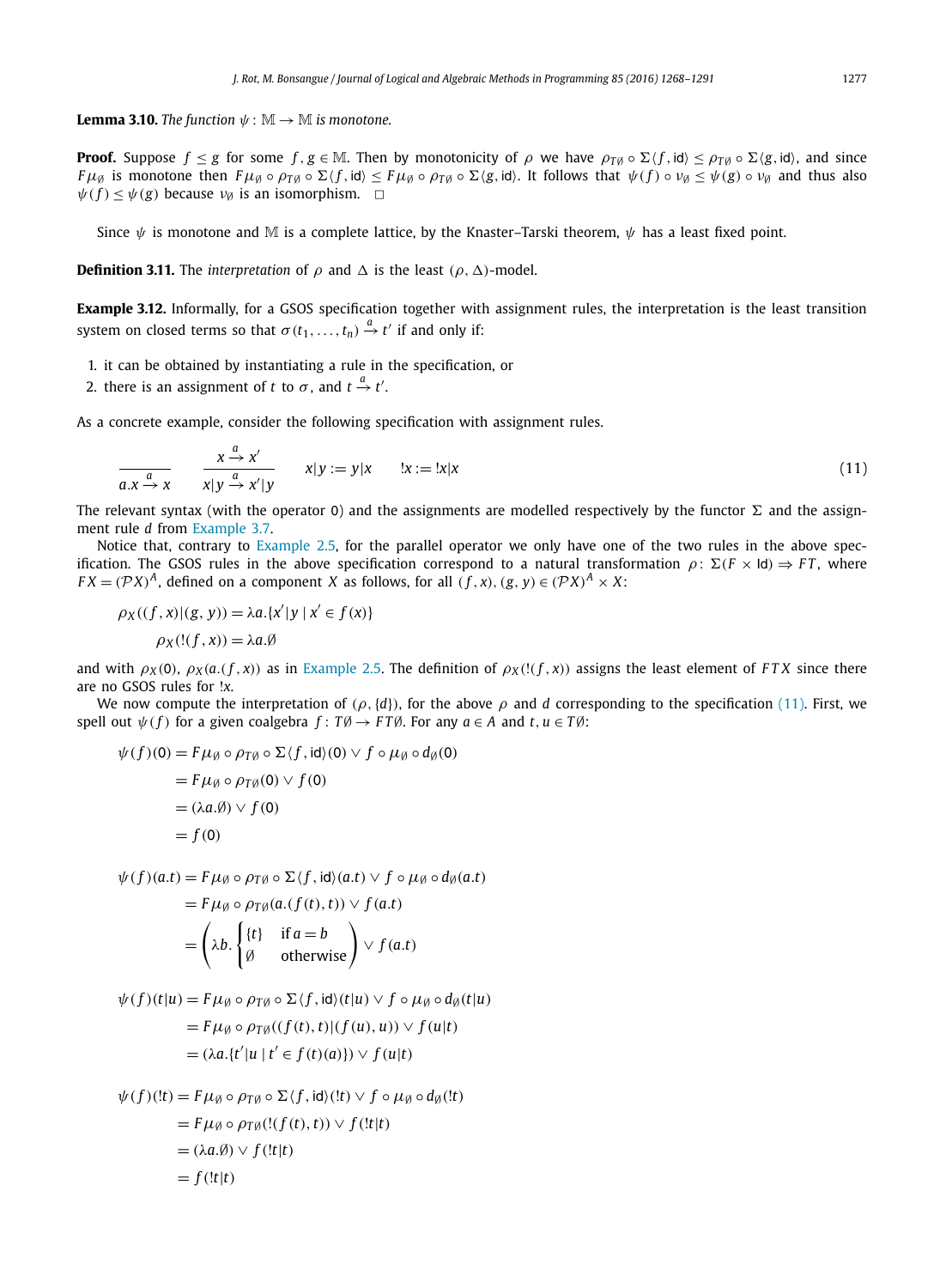**Lemma 3.10.** *The function $\psi : \mathbb{M} \to \mathbb{M}$ is monotone.*

**Proof.** Suppose $f \leq g$ for some $f, g \in \mathbb{M}$. Then by monotonicity of $\rho$ we have $\rho_{T\emptyset} \circ \Sigma\langle f, \mathsf{id}\rangle \leq \rho_{T\emptyset} \circ \Sigma\langle g, \mathsf{id}\rangle$, and since $F\mu_\emptyset$ is monotone then $F\mu_\emptyset \circ \rho_{T\emptyset} \circ \Sigma\langle f, \mathsf{id}\rangle \leq F\mu_\emptyset \circ \rho_{T\emptyset} \circ \Sigma\langle g, \mathsf{id}\rangle$. It follows that $\psi(f) \circ \nu_\emptyset \leq \psi(g) \circ \nu_\emptyset$ and thus also $\psi(f) \leq \psi(g)$ because $\nu_\emptyset$ is an isomorphism. $\square$

Since $\psi$ is monotone and $\mathbb{M}$ is a complete lattice, by the Knaster–Tarski theorem, $\psi$ has a least fixed point.

**Definition 3.11.** The *interpretation* of $\rho$ and $\Delta$ is the least $(\rho, \Delta)$-model.

**Example 3.12.** Informally, for a GSOS specification together with assignment rules, the interpretation is the least transition system on closed terms so that $\sigma(t_1, \ldots, t_n) \xrightarrow{a} t'$ if and only if:

1. it can be obtained by instantiating a rule in the specification, or
2. there is an assignment of $t$ to $\sigma$, and $t \xrightarrow{a} t'$.

As a concrete example, consider the following specification with assignment rules.

$$\frac{}{a.x \xrightarrow{a} x} \qquad \frac{x \xrightarrow{a} x'}{x|y \xrightarrow{a} x'|y} \qquad x|y := y|x \qquad !x := !x|x \tag{11}$$

The relevant syntax (with the operator $0$) and the assignments are modelled respectively by the functor $\Sigma$ and the assignment rule $d$ from Example 3.7.

Notice that, contrary to Example 2.5, for the parallel operator we only have one of the two rules in the above specification. The GSOS rules in the above specification correspond to a natural transformation $\rho \colon \Sigma(F \times \mathsf{Id}) \Rightarrow FT$, where $FX = (\mathcal{P}X)^A$, defined on a component $X$ as follows, for all $(f, x), (g, y) \in (\mathcal{P}X)^A \times X$:

$$\rho_X((f, x)|(g, y)) = \lambda a.\{x'|y \mid x' \in f(x)\}$$

$$\rho_X(!(f, x)) = \lambda a.\emptyset$$

and with $\rho_X(0)$, $\rho_X(a.(f, x))$ as in Example 2.5. The definition of $\rho_X(!(f, x))$ assigns the least element of $FTX$ since there are no GSOS rules for $!x$.

We now compute the interpretation of $(\rho, \{d\})$, for the above $\rho$ and $d$ corresponding to the specification (11). First, we spell out $\psi(f)$ for a given coalgebra $f : T\emptyset \to FT\emptyset$. For any $a \in A$ and $t, u \in T\emptyset$:

$$\begin{aligned}
\psi(f)(0) &= F\mu_\emptyset \circ \rho_{T\emptyset} \circ \Sigma\langle f, \mathsf{id}\rangle(0) \vee f \circ \mu_\emptyset \circ d_\emptyset(0) \\
&= F\mu_\emptyset \circ \rho_{T\emptyset}(0) \vee f(0) \\
&= (\lambda a.\emptyset) \vee f(0) \\
&= f(0)
\end{aligned}$$

$$\begin{aligned}
\psi(f)(a.t) &= F\mu_\emptyset \circ \rho_{T\emptyset} \circ \Sigma\langle f, \mathsf{id}\rangle(a.t) \vee f \circ \mu_\emptyset \circ d_\emptyset(a.t) \\
&= F\mu_\emptyset \circ \rho_{T\emptyset}(a.(f(t), t)) \vee f(a.t) \\
&= \left(\lambda b.\begin{cases}\{t\} & \text{if } a = b \\ \emptyset & \text{otherwise}\end{cases}\right) \vee f(a.t)
\end{aligned}$$

$$\begin{aligned}
\psi(f)(t|u) &= F\mu_\emptyset \circ \rho_{T\emptyset} \circ \Sigma\langle f, \mathsf{id}\rangle(t|u) \vee f \circ \mu_\emptyset \circ d_\emptyset(t|u) \\
&= F\mu_\emptyset \circ \rho_{T\emptyset}((f(t), t)|(f(u), u)) \vee f(u|t) \\
&= (\lambda a.\{t'|u \mid t' \in f(t)(a)\}) \vee f(u|t)
\end{aligned}$$

$$\begin{aligned}
\psi(f)(!t) &= F\mu_\emptyset \circ \rho_{T\emptyset} \circ \Sigma\langle f, \mathsf{id}\rangle(!t) \vee f \circ \mu_\emptyset \circ d_\emptyset(!t) \\
&= F\mu_\emptyset \circ \rho_{T\emptyset}(!(f(t), t)) \vee f(!t|t) \\
&= (\lambda a.\emptyset) \vee f(!t|t) \\
&= f(!t|t)
\end{aligned}$$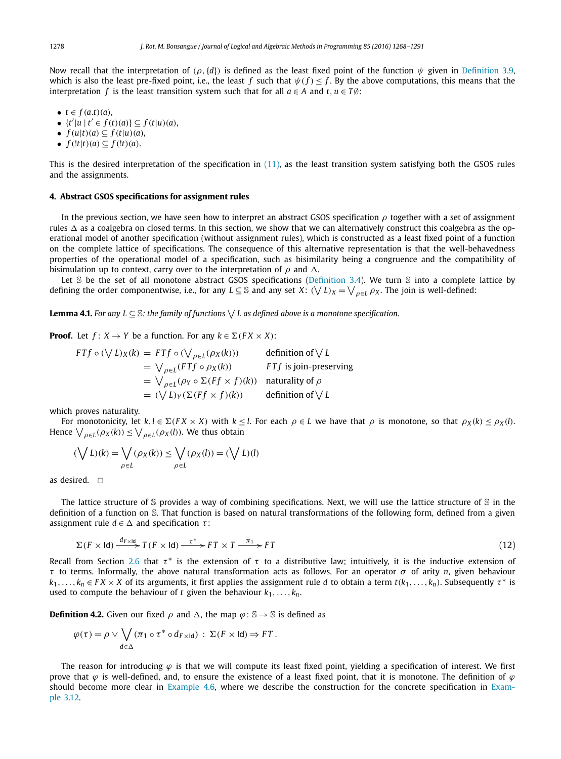Now recall that the interpretation of $(\rho, \{d\})$ is defined as the least fixed point of the function $\psi$ given in Definition 3.9, which is also the least pre-fixed point, i.e., the least $f$ such that $\psi(f) \leq f$. By the above computations, this means that the interpretation $f$ is the least transition system such that for all $a \in A$ and $t, u \in T\emptyset$:

- $t \in f(a.t)(a)$,
- $\{t'|u \mid t' \in f(t)(a)\} \subseteq f(t|u)(a)$,
- $f(u|t)(a) \subseteq f(t|u)(a)$,
- $f(!t|t)(a) \subseteq f(!t)(a)$.

This is the desired interpretation of the specification in (11), as the least transition system satisfying both the GSOS rules and the assignments.

## 4. Abstract GSOS specifications for assignment rules

In the previous section, we have seen how to interpret an abstract GSOS specification $\rho$ together with a set of assignment rules $\Delta$ as a coalgebra on closed terms. In this section, we show that we can alternatively construct this coalgebra as the operational model of another specification (without assignment rules), which is constructed as a least fixed point of a function on the complete lattice of specifications. The consequence of this alternative representation is that the well-behavedness properties of the operational model of a specification, such as bisimilarity being a congruence and the compatibility of bisimulation up to context, carry over to the interpretation of $\rho$ and $\Delta$.

Let $\mathbb{S}$ be the set of all monotone abstract GSOS specifications (Definition 3.4). We turn $\mathbb{S}$ into a complete lattice by defining the order componentwise, i.e., for any $L \subseteq \mathbb{S}$ and any set $X$: $(\bigvee L)_X = \bigvee_{\rho \in L} \rho_X$. The join is well-defined:

**Lemma 4.1.** *For any $L \subseteq \mathbb{S}$: the family of functions $\bigvee L$ as defined above is a monotone specification.*

**Proof.** Let $f \colon X \to Y$ be a function. For any $k \in \Sigma(FX \times X)$:

$$
\begin{aligned}
FTf \circ (\textstyle\bigvee L)_X(k) &= FTf \circ (\textstyle\bigvee_{\rho \in L}(\rho_X(k))) && \text{definition of } \textstyle\bigvee L \\
&= \textstyle\bigvee_{\rho \in L}(FTf \circ \rho_X(k)) && FTf \text{ is join-preserving} \\
&= \textstyle\bigvee_{\rho \in L}(\rho_Y \circ \Sigma(Ff \times f)(k)) && \text{naturality of } \rho \\
&= (\textstyle\bigvee L)_Y(\Sigma(Ff \times f)(k)) && \text{definition of } \textstyle\bigvee L
\end{aligned}
$$

which proves naturality.

For monotonicity, let $k, l \in \Sigma(FX \times X)$ with $k \leq l$. For each $\rho \in L$ we have that $\rho$ is monotone, so that $\rho_X(k) \leq \rho_X(l)$. Hence $\bigvee_{\rho \in L}(\rho_X(k)) \leq \bigvee_{\rho \in L}(\rho_X(l))$. We thus obtain

$$
(\bigvee L)(k) = \bigvee_{\rho \in L}(\rho_X(k)) \leq \bigvee_{\rho \in L}(\rho_X(l)) = (\bigvee L)(l)
$$

as desired. $\square$

The lattice structure of $\mathbb{S}$ provides a way of combining specifications. Next, we will use the lattice structure of $\mathbb{S}$ in the definition of a function on $\mathbb{S}$. That function is based on natural transformations of the following form, defined from a given assignment rule $d \in \Delta$ and specification $\tau$:

$$
\Sigma(F \times \mathsf{Id}) \xrightarrow{d_{F \times \mathsf{Id}}} T(F \times \mathsf{Id}) \xrightarrow{\tau^*} FT \times T \xrightarrow{\pi_1} FT \tag{12}
$$

Recall from Section 2.6 that $\tau^*$ is the extension of $\tau$ to a distributive law; intuitively, it is the inductive extension of $\tau$ to terms. Informally, the above natural transformation acts as follows. For an operator $\sigma$ of arity $n$, given behaviour $k_1, \ldots, k_n \in FX \times X$ of its arguments, it first applies the assignment rule $d$ to obtain a term $t(k_1, \ldots, k_n)$. Subsequently $\tau^*$ is used to compute the behaviour of $t$ given the behaviour $k_1, \ldots, k_n$.

**Definition 4.2.** Given our fixed $\rho$ and $\Delta$, the map $\varphi \colon \mathbb{S} \to \mathbb{S}$ is defined as

$$
\varphi(\tau) = \rho \vee \bigvee_{d \in \Delta} (\pi_1 \circ \tau^* \circ d_{F \times \mathsf{Id}}) \ : \ \Sigma(F \times \mathsf{Id}) \Rightarrow FT\,.
$$

The reason for introducing $\varphi$ is that we will compute its least fixed point, yielding a specification of interest. We first prove that $\varphi$ is well-defined, and, to ensure the existence of a least fixed point, that it is monotone. The definition of $\varphi$ should become more clear in Example 4.6, where we describe the construction for the concrete specification in Example 3.12.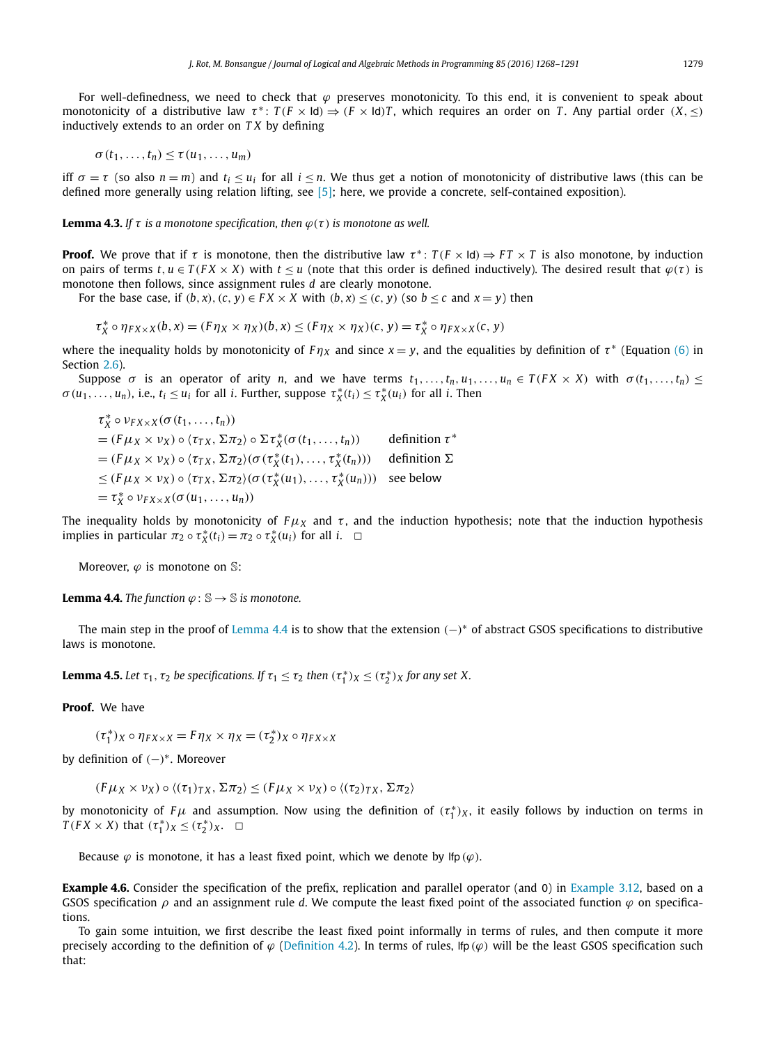For well-definedness, we need to check that $\varphi$ preserves monotonicity. To this end, it is convenient to speak about monotonicity of a distributive law $\tau^*\colon T(F \times \mathsf{Id}) \Rightarrow (F \times \mathsf{Id})T$, which requires an order on $T$. Any partial order $(X, \leq)$ inductively extends to an order on $TX$ by defining

$$\sigma(t_1, \ldots, t_n) \leq \tau(u_1, \ldots, u_m)$$

iff $\sigma = \tau$ (so also $n = m$) and $t_i \leq u_i$ for all $i \leq n$. We thus get a notion of monotonicity of distributive laws (this can be defined more generally using relation lifting, see [5]; here, we provide a concrete, self-contained exposition).

**Lemma 4.3.** *If $\tau$ is a monotone specification, then $\varphi(\tau)$ is monotone as well.*

**Proof.** We prove that if $\tau$ is monotone, then the distributive law $\tau^*\colon T(F \times \mathsf{Id}) \Rightarrow FT \times T$ is also monotone, by induction on pairs of terms $t, u \in T(FX \times X)$ with $t \leq u$ (note that this order is defined inductively). The desired result that $\varphi(\tau)$ is monotone then follows, since assignment rules $d$ are clearly monotone.

For the base case, if $(b, x), (c, y) \in FX \times X$ with $(b, x) \leq (c, y)$ (so $b \leq c$ and $x = y$) then

$$\tau_X^* \circ \eta_{FX \times X}(b, x) = (F\eta_X \times \eta_X)(b, x) \leq (F\eta_X \times \eta_X)(c, y) = \tau_X^* \circ \eta_{FX \times X}(c, y)$$

where the inequality holds by monotonicity of $F\eta_X$ and since $x = y$, and the equalities by definition of $\tau^*$ (Equation (6) in Section 2.6).

Suppose $\sigma$ is an operator of arity $n$, and we have terms $t_1, \ldots, t_n, u_1, \ldots, u_n \in T(FX \times X)$ with $\sigma(t_1, \ldots, t_n) \leq \sigma(u_1, \ldots, u_n)$, i.e., $t_i \leq u_i$ for all $i$. Further, suppose $\tau_X^*(t_i) \leq \tau_X^*(u_i)$ for all $i$. Then

$$\begin{aligned}
&\tau_X^* \circ \nu_{FX \times X}(\sigma(t_1, \ldots, t_n)) \\
&= (F\mu_X \times \nu_X) \circ \langle \tau_{TX}, \Sigma\pi_2 \rangle \circ \Sigma\tau_X^*(\sigma(t_1, \ldots, t_n)) && \text{definition } \tau^* \\
&= (F\mu_X \times \nu_X) \circ \langle \tau_{TX}, \Sigma\pi_2 \rangle (\sigma(\tau_X^*(t_1), \ldots, \tau_X^*(t_n))) && \text{definition } \Sigma \\
&\leq (F\mu_X \times \nu_X) \circ \langle \tau_{TX}, \Sigma\pi_2 \rangle (\sigma(\tau_X^*(u_1), \ldots, \tau_X^*(u_n))) && \text{see below} \\
&= \tau_X^* \circ \nu_{FX \times X}(\sigma(u_1, \ldots, u_n))
\end{aligned}$$

The inequality holds by monotonicity of $F\mu_X$ and $\tau$, and the induction hypothesis; note that the induction hypothesis implies in particular $\pi_2 \circ \tau_X^*(t_i) = \pi_2 \circ \tau_X^*(u_i)$ for all $i$. $\square$

Moreover, $\varphi$ is monotone on $\mathbb{S}$:

**Lemma 4.4.** *The function $\varphi\colon \mathbb{S} \to \mathbb{S}$ is monotone.*

The main step in the proof of Lemma 4.4 is to show that the extension $(-)^*$ of abstract GSOS specifications to distributive laws is monotone.

**Lemma 4.5.** *Let $\tau_1, \tau_2$ be specifications. If $\tau_1 \leq \tau_2$ then $(\tau_1^*)_X \leq (\tau_2^*)_X$ for any set $X$.*

**Proof.** We have

$$(\tau_1^*)_X \circ \eta_{FX \times X} = F\eta_X \times \eta_X = (\tau_2^*)_X \circ \eta_{FX \times X}$$

by definition of $(-)^*$. Moreover

$$(F\mu_X \times \nu_X) \circ \langle (\tau_1)_{TX}, \Sigma\pi_2 \rangle \leq (F\mu_X \times \nu_X) \circ \langle (\tau_2)_{TX}, \Sigma\pi_2 \rangle$$

by monotonicity of $F\mu$ and assumption. Now using the definition of $(\tau_1^*)_X$, it easily follows by induction on terms in $T(FX \times X)$ that $(\tau_1^*)_X \leq (\tau_2^*)_X$. $\square$

Because $\varphi$ is monotone, it has a least fixed point, which we denote by $\mathsf{lfp}(\varphi)$.

**Example 4.6.** Consider the specification of the prefix, replication and parallel operator (and 0) in Example 3.12, based on a GSOS specification $\rho$ and an assignment rule $d$. We compute the least fixed point of the associated function $\varphi$ on specifications.

To gain some intuition, we first describe the least fixed point informally in terms of rules, and then compute it more precisely according to the definition of $\varphi$ (Definition 4.2). In terms of rules, $\mathsf{lfp}(\varphi)$ will be the least GSOS specification such that: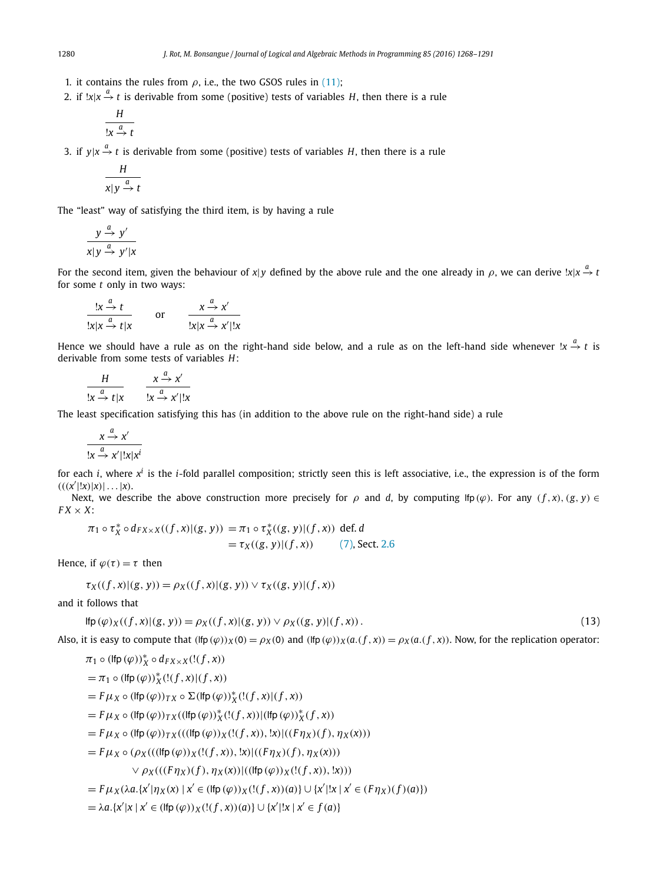1. it contains the rules from $\rho$, i.e., the two GSOS rules in (11);
2. if $!x|x \xrightarrow{a} t$ is derivable from some (positive) tests of variables $H$, then there is a rule

$$\frac{H}{!x \xrightarrow{a} t}$$

3. if $y|x \xrightarrow{a} t$ is derivable from some (positive) tests of variables $H$, then there is a rule

$$\frac{H}{x|y \xrightarrow{a} t}$$

The "least" way of satisfying the third item, is by having a rule

$$\frac{y \xrightarrow{a} y'}{x|y \xrightarrow{a} y'|x}$$

For the second item, given the behaviour of $x|y$ defined by the above rule and the one already in $\rho$, we can derive $!x|x \xrightarrow{a} t$ for some $t$ only in two ways:

$$\frac{!x \xrightarrow{a} t}{!x|x \xrightarrow{a} t|x} \qquad \text{or} \qquad \frac{x \xrightarrow{a} x'}{!x|x \xrightarrow{a} x'|!x}$$

Hence we should have a rule as on the right-hand side below, and a rule as on the left-hand side whenever $!x \xrightarrow{a} t$ is derivable from some tests of variables $H$:

$$\frac{H}{!x \xrightarrow{a} t|x} \qquad \frac{x \xrightarrow{a} x'}{!x \xrightarrow{a} x'|!x}$$

The least specification satisfying this has (in addition to the above rule on the right-hand side) a rule

$$\frac{x \xrightarrow{a} x'}{!x \xrightarrow{a} x'|!x|x^i}$$

for each $i$, where $x^i$ is the $i$-fold parallel composition; strictly seen this is left associative, i.e., the expression is of the form $(((x'|!x)|x)|\dots|x)$.

Next, we describe the above construction more precisely for $\rho$ and $d$, by computing $\mathsf{lfp}(\varphi)$. For any $(f,x),(g,y) \in FX \times X$:

$$\begin{aligned}
\pi_1 \circ \tau_X^* \circ d_{FX\times X}((f,x)|(g,y)) &= \pi_1 \circ \tau_X^*((g,y)|(f,x)) \quad \text{def. } d \\
&= \tau_X((g,y)|(f,x)) \qquad \text{(7), Sect. 2.6}
\end{aligned}$$

Hence, if $\varphi(\tau) = \tau$ then

$$\tau_X((f,x)|(g,y)) = \rho_X((f,x)|(g,y)) \vee \tau_X((g,y)|(f,x))$$

and it follows that

$$\mathsf{lfp}(\varphi)_X((f,x)|(g,y)) = \rho_X((f,x)|(g,y)) \vee \rho_X((g,y)|(f,x))\,. \tag{13}$$

Also, it is easy to compute that $(\mathsf{lfp}(\varphi))_X(0) = \rho_X(0)$ and $(\mathsf{lfp}(\varphi))_X(a.(f,x)) = \rho_X(a.(f,x))$. Now, for the replication operator:

$$\begin{aligned}
&\pi_1 \circ (\mathsf{lfp}(\varphi))_X^* \circ d_{FX\times X}(!(f,x)) \\
&= \pi_1 \circ (\mathsf{lfp}(\varphi))_X^*(!(f,x)|(f,x)) \\
&= F\mu_X \circ (\mathsf{lfp}(\varphi))_{TX} \circ \Sigma(\mathsf{lfp}(\varphi))_X^*(!(f,x)|(f,x)) \\
&= F\mu_X \circ (\mathsf{lfp}(\varphi))_{TX}((\mathsf{lfp}(\varphi))_X^*(!(f,x))|(\mathsf{lfp}(\varphi))_X^*(f,x)) \\
&= F\mu_X \circ (\mathsf{lfp}(\varphi))_{TX}(((\mathsf{lfp}(\varphi))_X(!(f,x)), !x)|((F\eta_X)(f), \eta_X(x))) \\
&= F\mu_X \circ (\rho_X(((\mathsf{lfp}(\varphi))_X(!(f,x)), !x)|((F\eta_X)(f), \eta_X(x))) \\
&\qquad\qquad \vee \rho_X(((F\eta_X)(f), \eta_X(x))|((\mathsf{lfp}(\varphi))_X(!(f,x)), !x))) \\
&= F\mu_X(\lambda a.\{x'|\eta_X(x) \mid x' \in (\mathsf{lfp}(\varphi))_X(!(f,x))(a)\} \cup \{x'|!x \mid x' \in (F\eta_X)(f)(a)\}) \\
&= \lambda a.\{x'|x \mid x' \in (\mathsf{lfp}(\varphi))_X(!(f,x))(a)\} \cup \{x'|!x \mid x' \in f(a)\}
\end{aligned}$$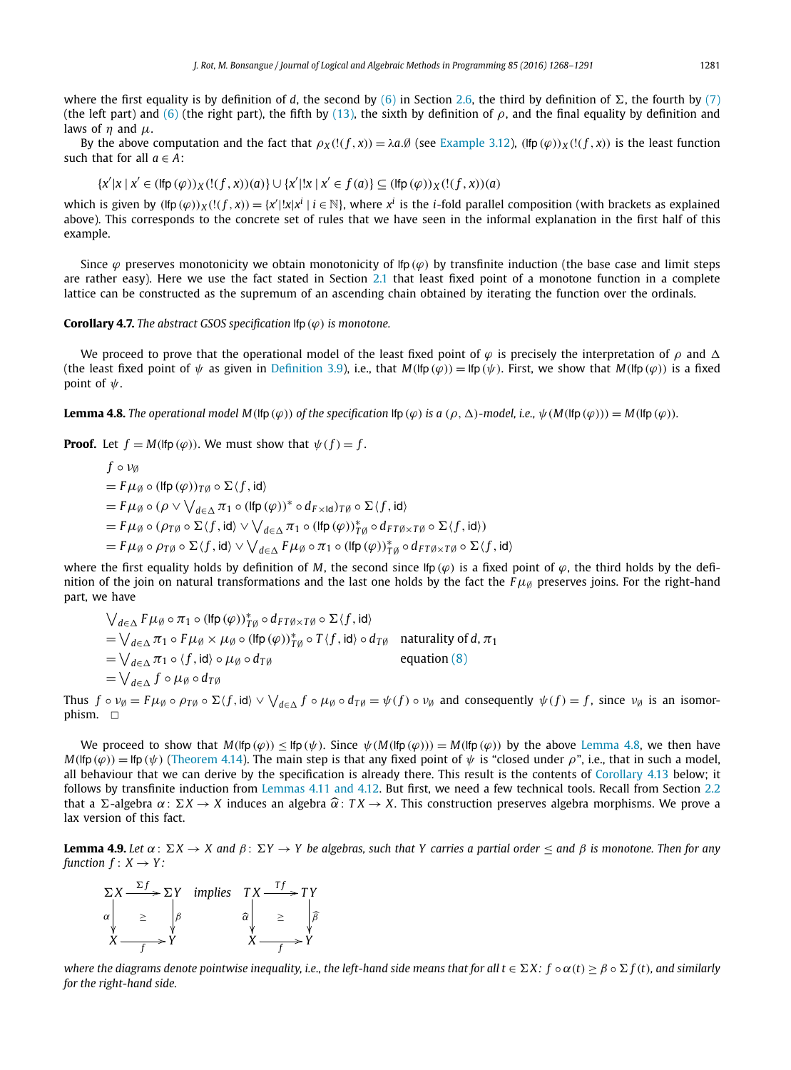where the first equality is by definition of $d$, the second by (6) in Section 2.6, the third by definition of $\Sigma$, the fourth by (7) (the left part) and (6) (the right part), the fifth by (13), the sixth by definition of $\rho$, and the final equality by definition and laws of $\eta$ and $\mu$.

By the above computation and the fact that $\rho_X(!(f,x)) = \lambda a.\emptyset$ (see Example 3.12), $(\mathsf{lfp}\,(\varphi))_X(!(f,x))$ is the least function such that for all $a \in A$:

$$\{x'|x \mid x' \in (\mathsf{lfp}\,(\varphi))_X(!(f,x))(a)\} \cup \{x'|!x \mid x' \in f(a)\} \subseteq (\mathsf{lfp}\,(\varphi))_X(!(f,x))(a)$$

which is given by $(\mathsf{lfp}\,(\varphi))_X(!(f,x)) = \{x'|!x|x^i \mid i \in \mathbb{N}\}$, where $x^i$ is the $i$-fold parallel composition (with brackets as explained above). This corresponds to the concrete set of rules that we have seen in the informal explanation in the first half of this example.

Since $\varphi$ preserves monotonicity we obtain monotonicity of $\mathsf{lfp}\,(\varphi)$ by transfinite induction (the base case and limit steps are rather easy). Here we use the fact stated in Section 2.1 that least fixed point of a monotone function in a complete lattice can be constructed as the supremum of an ascending chain obtained by iterating the function over the ordinals.

**Corollary 4.7.** *The abstract GSOS specification $\mathsf{lfp}\,(\varphi)$ is monotone.*

We proceed to prove that the operational model of the least fixed point of $\varphi$ is precisely the interpretation of $\rho$ and $\Delta$ (the least fixed point of $\psi$ as given in Definition 3.9), i.e., that $M(\mathsf{lfp}\,(\varphi)) = \mathsf{lfp}\,(\psi)$. First, we show that $M(\mathsf{lfp}\,(\varphi))$ is a fixed point of $\psi$.

**Lemma 4.8.** *The operational model $M(\mathsf{lfp}\,(\varphi))$ of the specification $\mathsf{lfp}\,(\varphi)$ is a $(\rho, \Delta)$-model, i.e., $\psi(M(\mathsf{lfp}\,(\varphi))) = M(\mathsf{lfp}\,(\varphi))$.*

**Proof.** Let $f = M(\mathsf{lfp}\,(\varphi))$. We must show that $\psi(f) = f$.

$$\begin{aligned}
& f \circ \nu_\emptyset \\
&= F\mu_\emptyset \circ (\mathsf{lfp}\,(\varphi))_{T\emptyset} \circ \Sigma\langle f, \mathsf{id}\rangle \\
&= F\mu_\emptyset \circ (\rho \vee \textstyle\bigvee_{d\in\Delta} \pi_1 \circ (\mathsf{lfp}\,(\varphi))^* \circ d_{F\times\mathsf{Id}})_{T\emptyset} \circ \Sigma\langle f, \mathsf{id}\rangle \\
&= F\mu_\emptyset \circ (\rho_{T\emptyset} \circ \Sigma\langle f, \mathsf{id}\rangle \vee \textstyle\bigvee_{d\in\Delta} \pi_1 \circ (\mathsf{lfp}\,(\varphi))^*_{T\emptyset} \circ d_{FT\emptyset\times T\emptyset} \circ \Sigma\langle f, \mathsf{id}\rangle) \\
&= F\mu_\emptyset \circ \rho_{T\emptyset} \circ \Sigma\langle f, \mathsf{id}\rangle \vee \textstyle\bigvee_{d\in\Delta} F\mu_\emptyset \circ \pi_1 \circ (\mathsf{lfp}\,(\varphi))^*_{T\emptyset} \circ d_{FT\emptyset\times T\emptyset} \circ \Sigma\langle f, \mathsf{id}\rangle
\end{aligned}$$

where the first equality holds by definition of $M$, the second since $\mathsf{lfp}\,(\varphi)$ is a fixed point of $\varphi$, the third holds by the definition of the join on natural transformations and the last one holds by the fact the $F\mu_\emptyset$ preserves joins. For the right-hand part, we have

$$\begin{aligned}
& \textstyle\bigvee_{d\in\Delta} F\mu_\emptyset \circ \pi_1 \circ (\mathsf{lfp}\,(\varphi))^*_{T\emptyset} \circ d_{FT\emptyset\times T\emptyset} \circ \Sigma\langle f, \mathsf{id}\rangle \\
&= \textstyle\bigvee_{d\in\Delta} \pi_1 \circ F\mu_\emptyset \times \mu_\emptyset \circ (\mathsf{lfp}\,(\varphi))^*_{T\emptyset} \circ T\langle f, \mathsf{id}\rangle \circ d_{T\emptyset} && \text{naturality of } d, \pi_1 \\
&= \textstyle\bigvee_{d\in\Delta} \pi_1 \circ \langle f, \mathsf{id}\rangle \circ \mu_\emptyset \circ d_{T\emptyset} && \text{equation (8)} \\
&= \textstyle\bigvee_{d\in\Delta} f \circ \mu_\emptyset \circ d_{T\emptyset}
\end{aligned}$$

Thus $f \circ \nu_\emptyset = F\mu_\emptyset \circ \rho_{T\emptyset} \circ \Sigma\langle f, \mathsf{id}\rangle \vee \bigvee_{d\in\Delta} f \circ \mu_\emptyset \circ d_{T\emptyset} = \psi(f) \circ \nu_\emptyset$ and consequently $\psi(f) = f$, since $\nu_\emptyset$ is an isomorphism. $\square$

We proceed to show that $M(\mathsf{lfp}\,(\varphi)) \leq \mathsf{lfp}\,(\psi)$. Since $\psi(M(\mathsf{lfp}\,(\varphi))) = M(\mathsf{lfp}\,(\varphi))$ by the above Lemma 4.8, we then have $M(\mathsf{lfp}\,(\varphi)) = \mathsf{lfp}\,(\psi)$ (Theorem 4.14). The main step is that any fixed point of $\psi$ is "closed under $\rho$", i.e., that in such a model, all behaviour that we can derive by the specification is already there. This result is the contents of Corollary 4.13 below; it follows by transfinite induction from Lemmas 4.11 and 4.12. But first, we need a few technical tools. Recall from Section 2.2 that a $\Sigma$-algebra $\alpha\colon \Sigma X \to X$ induces an algebra $\widehat{\alpha}\colon TX \to X$. This construction preserves algebra morphisms. We prove a lax version of this fact.

**Lemma 4.9.** *Let $\alpha\colon \Sigma X \to X$ and $\beta\colon \Sigma Y \to Y$ be algebras, such that $Y$ carries a partial order $\leq$ and $\beta$ is monotone. Then for any function $f\colon X \to Y$:*

$$\begin{array}{ccc}
\Sigma X & \xrightarrow{\Sigma f} & \Sigma Y \\
{\scriptstyle\alpha}\downarrow & \geq & \downarrow{\scriptstyle\beta} \\
X & \xrightarrow[f]{} & Y
\end{array}
\quad \textit{implies} \quad
\begin{array}{ccc}
TX & \xrightarrow{Tf} & TY \\
{\scriptstyle\widehat{\alpha}}\downarrow & \geq & \downarrow{\scriptstyle\widehat{\beta}} \\
X & \xrightarrow[f]{} & Y
\end{array}$$

*where the diagrams denote pointwise inequality, i.e., the left-hand side means that for all $t \in \Sigma X$: $f \circ \alpha(t) \geq \beta \circ \Sigma f(t)$, and similarly for the right-hand side.*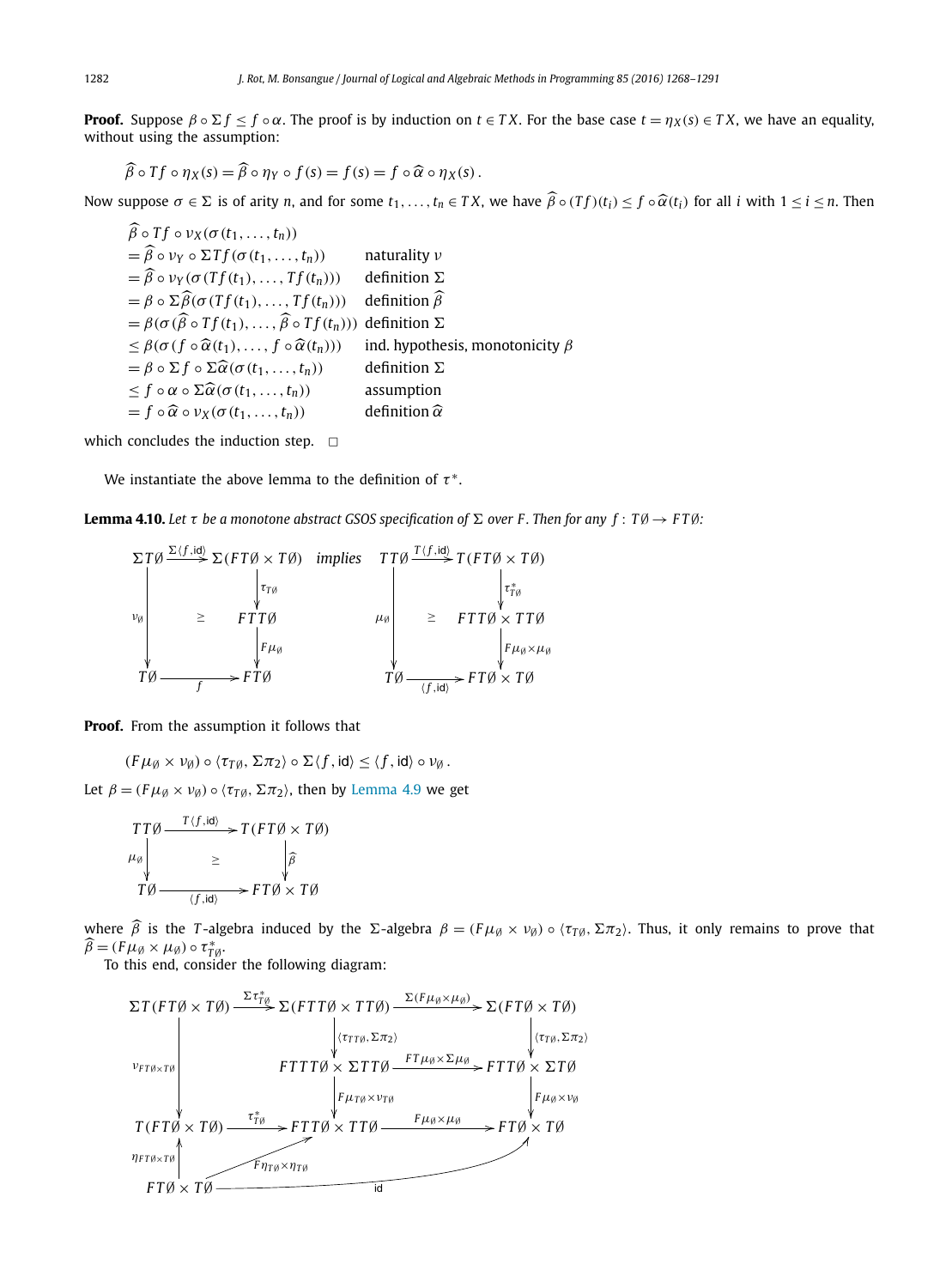**Proof.** Suppose $\beta \circ \Sigma f \leq f \circ \alpha$. The proof is by induction on $t \in TX$. For the base case $t = \eta_X(s) \in TX$, we have an equality, without using the assumption:

$$\widehat{\beta} \circ Tf \circ \eta_X(s) = \widehat{\beta} \circ \eta_Y \circ f(s) = f(s) = f \circ \widehat{\alpha} \circ \eta_X(s)\,.$$

Now suppose $\sigma \in \Sigma$ is of arity $n$, and for some $t_1, \ldots, t_n \in TX$, we have $\widehat{\beta} \circ (Tf)(t_i) \leq f \circ \widehat{\alpha}(t_i)$ for all $i$ with $1 \leq i \leq n$. Then

$$
\begin{array}{ll}
\widehat{\beta} \circ Tf \circ \nu_X(\sigma(t_1, \ldots, t_n)) & \\
= \widehat{\beta} \circ \nu_Y \circ \Sigma Tf(\sigma(t_1, \ldots, t_n)) & \text{naturality } \nu \\
= \widehat{\beta} \circ \nu_Y(\sigma(Tf(t_1), \ldots, Tf(t_n))) & \text{definition } \Sigma \\
= \beta \circ \Sigma\widehat{\beta}(\sigma(Tf(t_1), \ldots, Tf(t_n))) & \text{definition } \widehat{\beta} \\
= \beta(\sigma(\widehat{\beta} \circ Tf(t_1), \ldots, \widehat{\beta} \circ Tf(t_n))) & \text{definition } \Sigma \\
\leq \beta(\sigma(f \circ \widehat{\alpha}(t_1), \ldots, f \circ \widehat{\alpha}(t_n))) & \text{ind. hypothesis, monotonicity } \beta \\
= \beta \circ \Sigma f \circ \Sigma\widehat{\alpha}(\sigma(t_1, \ldots, t_n)) & \text{definition } \Sigma \\
\leq f \circ \alpha \circ \Sigma\widehat{\alpha}(\sigma(t_1, \ldots, t_n)) & \text{assumption} \\
= f \circ \widehat{\alpha} \circ \nu_X(\sigma(t_1, \ldots, t_n)) & \text{definition } \widehat{\alpha}
\end{array}
$$

which concludes the induction step. $\square$

We instantiate the above lemma to the definition of $\tau^*$.

**Lemma 4.10.** *Let $\tau$ be a monotone abstract GSOS specification of $\Sigma$ over $F$. Then for any $f : T\emptyset \to FT\emptyset$:*

$$
\begin{array}{ccc}
\Sigma T\emptyset \xrightarrow{\Sigma\langle f, \mathrm{id}\rangle} \Sigma(FT\emptyset \times T\emptyset) & & T T\emptyset \xrightarrow{T\langle f, \mathrm{id}\rangle} T(FT\emptyset \times T\emptyset) \\
\nu_\emptyset \downarrow \quad \geq \quad \downarrow \tau_{T\emptyset} & & \mu_\emptyset \downarrow \quad \geq \quad \downarrow \tau^*_{T\emptyset} \\
\quad\quad\quad\quad FTT\emptyset & \textit{implies} & \quad\quad\quad FTT\emptyset \times TT\emptyset \\
\downarrow F\mu_\emptyset & & \downarrow F\mu_\emptyset \times \mu_\emptyset \\
T\emptyset \xrightarrow{\quad f \quad} FT\emptyset & & T\emptyset \xrightarrow{\langle f, \mathrm{id}\rangle} FT\emptyset \times T\emptyset
\end{array}
$$

**Proof.** From the assumption it follows that

$$(F\mu_\emptyset \times \nu_\emptyset) \circ \langle \tau_{T\emptyset}, \Sigma\pi_2 \rangle \circ \Sigma\langle f, \mathrm{id}\rangle \leq \langle f, \mathrm{id}\rangle \circ \nu_\emptyset\,.$$

Let $\beta = (F\mu_\emptyset \times \nu_\emptyset) \circ \langle \tau_{T\emptyset}, \Sigma\pi_2 \rangle$, then by Lemma 4.9 we get

$$
\begin{array}{ccc}
TT\emptyset & \xrightarrow{T\langle f, \mathrm{id}\rangle} & T(FT\emptyset \times T\emptyset) \\
\mu_\emptyset \downarrow & \geq & \downarrow \widehat{\beta} \\
T\emptyset & \xrightarrow{\langle f, \mathrm{id}\rangle} & FT\emptyset \times T\emptyset
\end{array}
$$

where $\widehat{\beta}$ is the $T$-algebra induced by the $\Sigma$-algebra $\beta = (F\mu_\emptyset \times \nu_\emptyset) \circ \langle \tau_{T\emptyset}, \Sigma\pi_2 \rangle$. Thus, it only remains to prove that $\widehat{\beta} = (F\mu_\emptyset \times \mu_\emptyset) \circ \tau^*_{T\emptyset}$.

To this end, consider the following diagram:

$$
\begin{array}{ccccc}
\Sigma T(FT\emptyset \times T\emptyset) & \xrightarrow{\Sigma\tau^*_{T\emptyset}} & \Sigma(FTT\emptyset \times TT\emptyset) & \xrightarrow{\Sigma(F\mu_\emptyset \times \mu_\emptyset)} & \Sigma(FT\emptyset \times T\emptyset) \\
 & & \downarrow \langle \tau_{TT\emptyset}, \Sigma\pi_2 \rangle & & \downarrow \langle \tau_{T\emptyset}, \Sigma\pi_2 \rangle \\
\downarrow \nu_{FT\emptyset \times T\emptyset} & & FTTT\emptyset \times \Sigma TT\emptyset & \xrightarrow{FT\mu_\emptyset \times \Sigma\mu_\emptyset} & FTT\emptyset \times \Sigma T\emptyset \\
 & & \downarrow F\mu_{T\emptyset} \times \nu_{T\emptyset} & & \downarrow F\mu_\emptyset \times \nu_\emptyset \\
T(FT\emptyset \times T\emptyset) & \xrightarrow{\tau^*_{T\emptyset}} & FTT\emptyset \times TT\emptyset & \xrightarrow{F\mu_\emptyset \times \mu_\emptyset} & FT\emptyset \times T\emptyset \\
\uparrow \eta_{FT\emptyset \times T\emptyset} & \nearrow F\eta_{T\emptyset} \times \eta_{T\emptyset} & & & \nearrow \mathrm{id} \\
FT\emptyset \times T\emptyset & & & & 
\end{array}
$$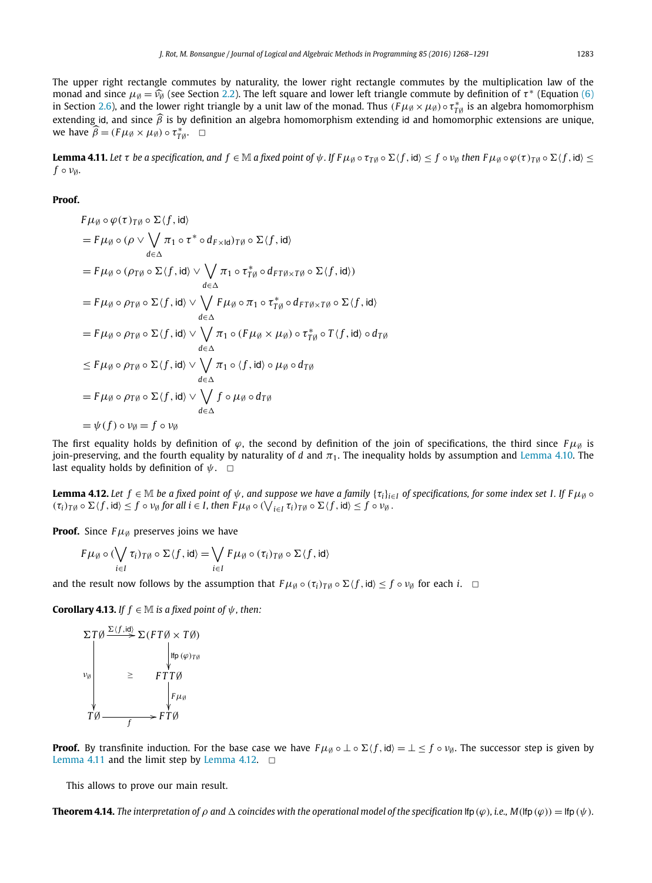The upper right rectangle commutes by naturality, the lower right rectangle commutes by the multiplication law of the monad and since $\mu_\emptyset = \widehat{\nu_\emptyset}$ (see Section 2.2). The left square and lower left triangle commute by definition of $\tau^*$ (Equation (6) in Section 2.6), and the lower right triangle by a unit law of the monad. Thus $(F\mu_\emptyset \times \mu_\emptyset) \circ \tau^*_{T\emptyset}$ is an algebra homomorphism extending id, and since $\widehat{\beta}$ is by definition an algebra homomorphism extending id and homomorphic extensions are unique, we have $\widehat{\beta} = (F\mu_\emptyset \times \mu_\emptyset) \circ \tau^*_{T\emptyset}$. □

**Lemma 4.11.** *Let $\tau$ be a specification, and $f \in \mathbb{M}$ a fixed point of $\psi$. If $F\mu_\emptyset \circ \tau_{T\emptyset} \circ \Sigma\langle f, \mathsf{id}\rangle \leq f \circ \nu_\emptyset$ then $F\mu_\emptyset \circ \varphi(\tau)_{T\emptyset} \circ \Sigma\langle f, \mathsf{id}\rangle \leq f \circ \nu_\emptyset$.*

**Proof.**

$$
\begin{aligned}
& F\mu_\emptyset \circ \varphi(\tau)_{T\emptyset} \circ \Sigma\langle f, \mathsf{id}\rangle \\
&= F\mu_\emptyset \circ (\rho \vee \bigvee_{d\in\Delta} \pi_1 \circ \tau^* \circ d_{F\times\mathsf{Id}})_{T\emptyset} \circ \Sigma\langle f, \mathsf{id}\rangle \\
&= F\mu_\emptyset \circ (\rho_{T\emptyset} \circ \Sigma\langle f, \mathsf{id}\rangle \vee \bigvee_{d\in\Delta} \pi_1 \circ \tau^*_{T\emptyset} \circ d_{FT\emptyset\times T\emptyset} \circ \Sigma\langle f, \mathsf{id}\rangle) \\
&= F\mu_\emptyset \circ \rho_{T\emptyset} \circ \Sigma\langle f, \mathsf{id}\rangle \vee \bigvee_{d\in\Delta} F\mu_\emptyset \circ \pi_1 \circ \tau^*_{T\emptyset} \circ d_{FT\emptyset\times T\emptyset} \circ \Sigma\langle f, \mathsf{id}\rangle \\
&= F\mu_\emptyset \circ \rho_{T\emptyset} \circ \Sigma\langle f, \mathsf{id}\rangle \vee \bigvee_{d\in\Delta} \pi_1 \circ (F\mu_\emptyset \times \mu_\emptyset) \circ \tau^*_{T\emptyset} \circ T\langle f, \mathsf{id}\rangle \circ d_{T\emptyset} \\
&\leq F\mu_\emptyset \circ \rho_{T\emptyset} \circ \Sigma\langle f, \mathsf{id}\rangle \vee \bigvee_{d\in\Delta} \pi_1 \circ \langle f, \mathsf{id}\rangle \circ \mu_\emptyset \circ d_{T\emptyset} \\
&= F\mu_\emptyset \circ \rho_{T\emptyset} \circ \Sigma\langle f, \mathsf{id}\rangle \vee \bigvee_{d\in\Delta} f \circ \mu_\emptyset \circ d_{T\emptyset} \\
&= \psi(f) \circ \nu_\emptyset = f \circ \nu_\emptyset
\end{aligned}
$$

The first equality holds by definition of $\varphi$, the second by definition of the join of specifications, the third since $F\mu_\emptyset$ is join-preserving, and the fourth equality by naturality of $d$ and $\pi_1$. The inequality holds by assumption and Lemma 4.10. The last equality holds by definition of $\psi$. □

**Lemma 4.12.** *Let $f \in \mathbb{M}$ be a fixed point of $\psi$, and suppose we have a family $\{\tau_i\}_{i\in I}$ of specifications, for some index set $I$. If $F\mu_\emptyset \circ (\tau_i)_{T\emptyset} \circ \Sigma\langle f, \mathsf{id}\rangle \leq f \circ \nu_\emptyset$ for all $i \in I$, then $F\mu_\emptyset \circ (\bigvee_{i\in I} \tau_i)_{T\emptyset} \circ \Sigma\langle f, \mathsf{id}\rangle \leq f \circ \nu_\emptyset$.*

**Proof.** Since $F\mu_\emptyset$ preserves joins we have

$$
F\mu_\emptyset \circ (\bigvee_{i\in I} \tau_i)_{T\emptyset} \circ \Sigma\langle f, \mathsf{id}\rangle = \bigvee_{i\in I} F\mu_\emptyset \circ (\tau_i)_{T\emptyset} \circ \Sigma\langle f, \mathsf{id}\rangle
$$

and the result now follows by the assumption that $F\mu_\emptyset \circ (\tau_i)_{T\emptyset} \circ \Sigma\langle f, \mathsf{id}\rangle \leq f \circ \nu_\emptyset$ for each $i$. □

**Corollary 4.13.** *If $f \in \mathbb{M}$ is a fixed point of $\psi$, then:*

$$
\begin{array}{ccc}
\Sigma T\emptyset & \xrightarrow{\Sigma\langle f, \mathsf{id}\rangle} & \Sigma(FT\emptyset \times T\emptyset) \\
& & \downarrow{\scriptstyle \mathsf{lfp}\,(\varphi)_{T\emptyset}} \\
{\scriptstyle \nu_\emptyset}\downarrow & \geq & FTT\emptyset \\
& & \downarrow{\scriptstyle F\mu_\emptyset} \\
T\emptyset & \xrightarrow[f]{} & FT\emptyset
\end{array}
$$

**Proof.** By transfinite induction. For the base case we have $F\mu_\emptyset \circ \bot \circ \Sigma\langle f, \mathsf{id}\rangle = \bot \leq f \circ \nu_\emptyset$. The successor step is given by Lemma 4.11 and the limit step by Lemma 4.12. □

This allows to prove our main result.

**Theorem 4.14.** *The interpretation of $\rho$ and $\Delta$ coincides with the operational model of the specification $\mathsf{lfp}\,(\varphi)$, i.e., $M(\mathsf{lfp}\,(\varphi)) = \mathsf{lfp}\,(\psi)$.*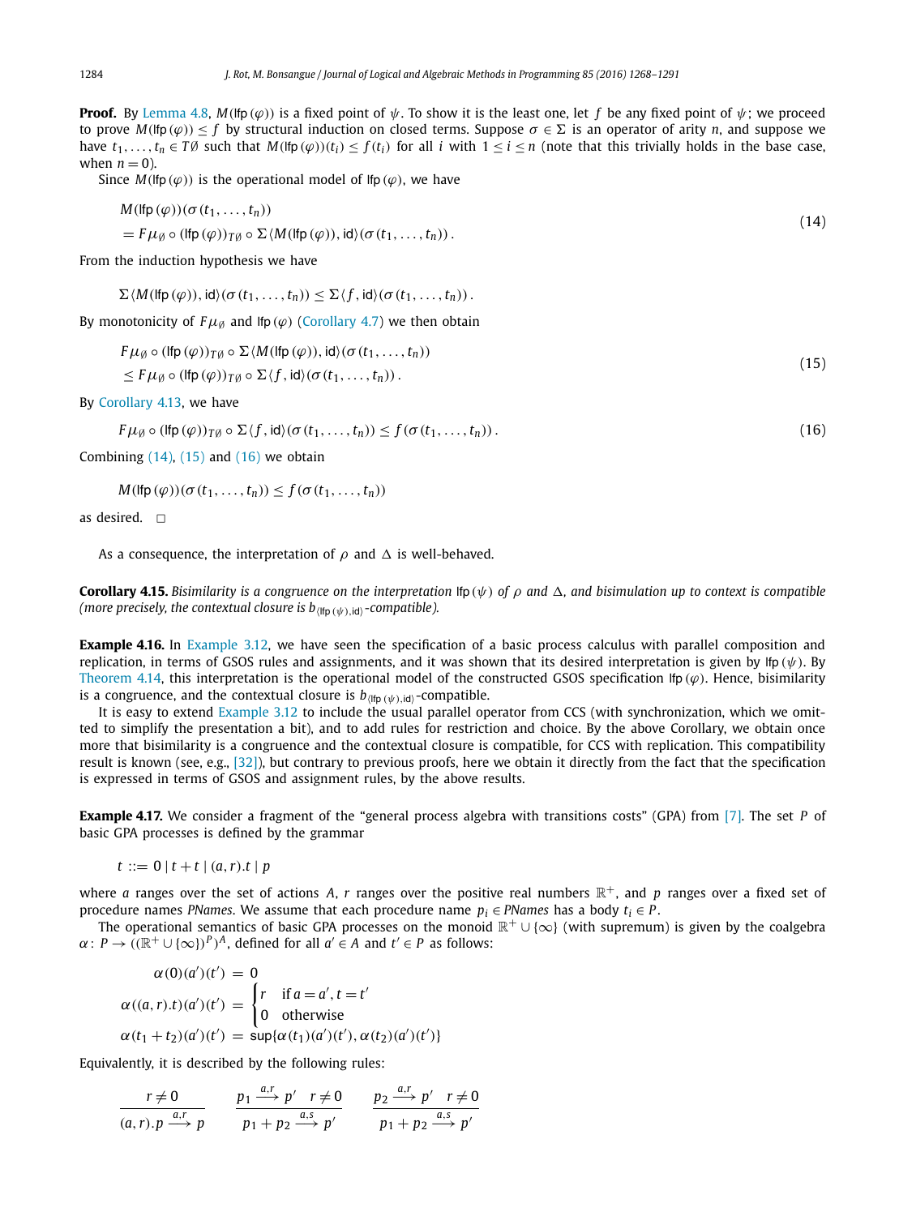**Proof.** By Lemma 4.8, $M(\mathsf{lfp}(\varphi))$ is a fixed point of $\psi$. To show it is the least one, let $f$ be any fixed point of $\psi$; we proceed to prove $M(\mathsf{lfp}(\varphi)) \leq f$ by structural induction on closed terms. Suppose $\sigma \in \Sigma$ is an operator of arity $n$, and suppose we have $t_1, \ldots, t_n \in T\emptyset$ such that $M(\mathsf{lfp}(\varphi))(t_i) \leq f(t_i)$ for all $i$ with $1 \leq i \leq n$ (note that this trivially holds in the base case, when $n = 0$).

Since $M(\mathsf{lfp}(\varphi))$ is the operational model of $\mathsf{lfp}(\varphi)$, we have

$$
\begin{aligned}
&M(\mathsf{lfp}(\varphi))(\sigma(t_1, \ldots, t_n)) \\
&= F\mu_\emptyset \circ (\mathsf{lfp}(\varphi))_{T\emptyset} \circ \Sigma\langle M(\mathsf{lfp}(\varphi)), \mathsf{id}\rangle(\sigma(t_1, \ldots, t_n)) .
\end{aligned}
\tag{14}
$$

From the induction hypothesis we have

$$
\Sigma\langle M(\mathsf{lfp}(\varphi)), \mathsf{id}\rangle(\sigma(t_1, \ldots, t_n)) \leq \Sigma\langle f, \mathsf{id}\rangle(\sigma(t_1, \ldots, t_n)) .
$$

By monotonicity of $F\mu_\emptyset$ and $\mathsf{lfp}(\varphi)$ (Corollary 4.7) we then obtain

$$
\begin{aligned}
&F\mu_\emptyset \circ (\mathsf{lfp}(\varphi))_{T\emptyset} \circ \Sigma\langle M(\mathsf{lfp}(\varphi)), \mathsf{id}\rangle(\sigma(t_1, \ldots, t_n)) \\
&\leq F\mu_\emptyset \circ (\mathsf{lfp}(\varphi))_{T\emptyset} \circ \Sigma\langle f, \mathsf{id}\rangle(\sigma(t_1, \ldots, t_n)) .
\end{aligned}
\tag{15}
$$

By Corollary 4.13, we have

$$
F\mu_\emptyset \circ (\mathsf{lfp}(\varphi))_{T\emptyset} \circ \Sigma\langle f, \mathsf{id}\rangle(\sigma(t_1, \ldots, t_n)) \leq f(\sigma(t_1, \ldots, t_n)) .
\tag{16}
$$

Combining (14), (15) and (16) we obtain

$$
M(\mathsf{lfp}(\varphi))(\sigma(t_1, \ldots, t_n)) \leq f(\sigma(t_1, \ldots, t_n))
$$

as desired. □

As a consequence, the interpretation of $\rho$ and $\Delta$ is well-behaved.

**Corollary 4.15.** *Bisimilarity is a congruence on the interpretation* $\mathsf{lfp}(\psi)$ *of* $\rho$ *and* $\Delta$*, and bisimulation up to context is compatible (more precisely, the contextual closure is* $b_{\langle \mathsf{lfp}(\psi), \mathsf{id}\rangle}$*-compatible).*

**Example 4.16.** In Example 3.12, we have seen the specification of a basic process calculus with parallel composition and replication, in terms of GSOS rules and assignments, and it was shown that its desired interpretation is given by $\mathsf{lfp}(\psi)$. By Theorem 4.14, this interpretation is the operational model of the constructed GSOS specification $\mathsf{lfp}(\varphi)$. Hence, bisimilarity is a congruence, and the contextual closure is $b_{\langle \mathsf{lfp}(\psi), \mathsf{id}\rangle}$-compatible.

It is easy to extend Example 3.12 to include the usual parallel operator from CCS (with synchronization, which we omitted to simplify the presentation a bit), and to add rules for restriction and choice. By the above Corollary, we obtain once more that bisimilarity is a congruence and the contextual closure is compatible, for CCS with replication. This compatibility result is known (see, e.g., [32]), but contrary to previous proofs, here we obtain it directly from the fact that the specification is expressed in terms of GSOS and assignment rules, by the above results.

**Example 4.17.** We consider a fragment of the "general process algebra with transitions costs" (GPA) from [7]. The set $P$ of basic GPA processes is defined by the grammar

$$
t ::= 0 \mid t + t \mid (a, r).t \mid p
$$

where $a$ ranges over the set of actions $A$, $r$ ranges over the positive real numbers $\mathbb{R}^+$, and $p$ ranges over a fixed set of procedure names *PNames*. We assume that each procedure name $p_i \in \mathit{PNames}$ has a body $t_i \in P$.

The operational semantics of basic GPA processes on the monoid $\mathbb{R}^+ \cup \{\infty\}$ (with supremum) is given by the coalgebra $\alpha \colon P \to ((\mathbb{R}^+ \cup \{\infty\})^P)^A$, defined for all $a' \in A$ and $t' \in P$ as follows:

$$
\begin{aligned}
\alpha(0)(a')(t') &= 0 \\
\alpha((a, r).t)(a')(t') &= \begin{cases} r & \text{if } a = a', t = t' \\ 0 & \text{otherwise} \end{cases} \\
\alpha(t_1 + t_2)(a')(t') &= \sup\{\alpha(t_1)(a')(t'), \alpha(t_2)(a')(t')\}
\end{aligned}
$$

Equivalently, it is described by the following rules:

$$
\frac{r \neq 0}{(a, r).p \xrightarrow{a,r} p} \qquad \frac{p_1 \xrightarrow{a,r} p' \quad r \neq 0}{p_1 + p_2 \xrightarrow{a,s} p'} \qquad \frac{p_2 \xrightarrow{a,r} p' \quad r \neq 0}{p_1 + p_2 \xrightarrow{a,s} p'}
$$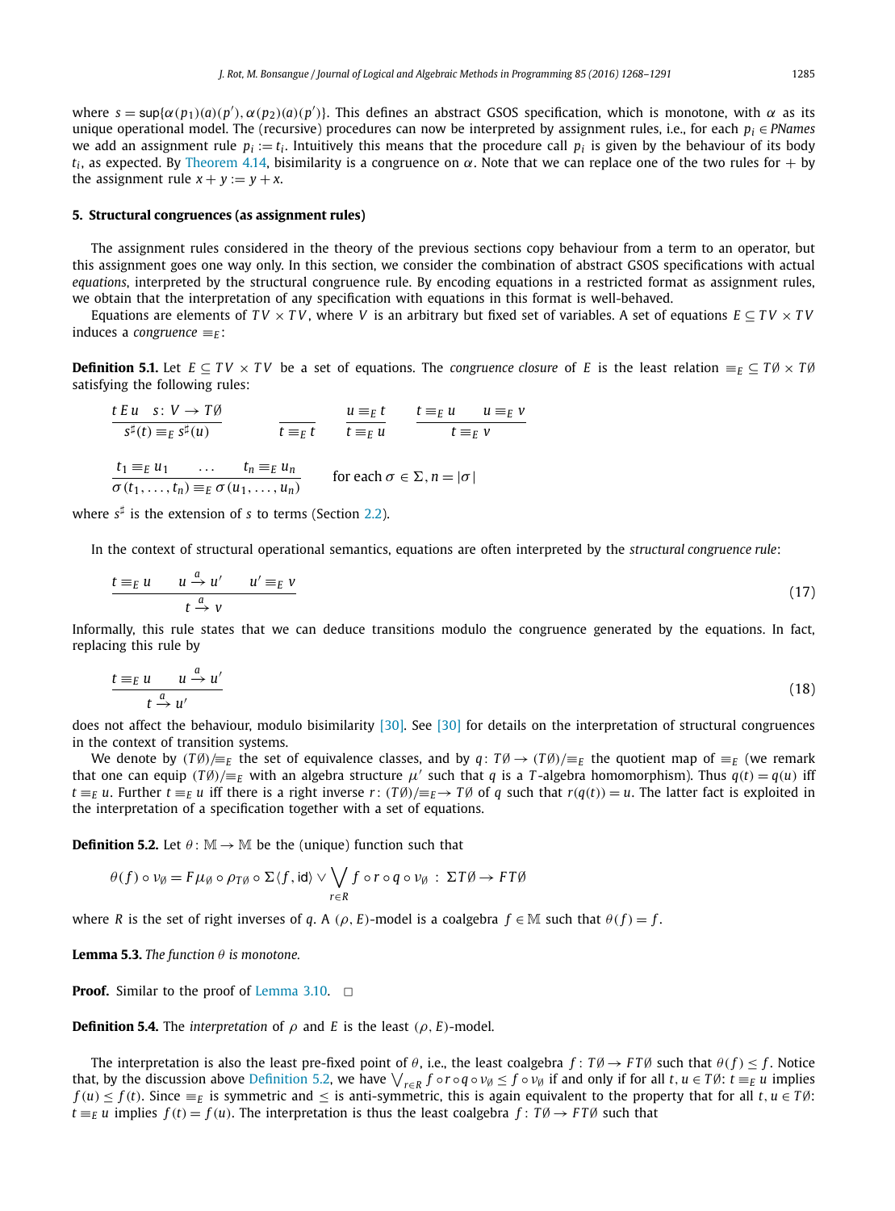where $s = \sup\{\alpha(p_1)(a)(p'), \alpha(p_2)(a)(p')\}$. This defines an abstract GSOS specification, which is monotone, with $\alpha$ as its unique operational model. The (recursive) procedures can now be interpreted by assignment rules, i.e., for each $p_i \in PNames$ we add an assignment rule $p_i := t_i$. Intuitively this means that the procedure call $p_i$ is given by the behaviour of its body $t_i$, as expected. By Theorem 4.14, bisimilarity is a congruence on $\alpha$. Note that we can replace one of the two rules for $+$ by the assignment rule $x + y := y + x$.

## 5. Structural congruences (as assignment rules)

The assignment rules considered in the theory of the previous sections copy behaviour from a term to an operator, but this assignment goes one way only. In this section, we consider the combination of abstract GSOS specifications with actual *equations*, interpreted by the structural congruence rule. By encoding equations in a restricted format as assignment rules, we obtain that the interpretation of any specification with equations in this format is well-behaved.

Equations are elements of $TV \times TV$, where $V$ is an arbitrary but fixed set of variables. A set of equations $E \subseteq TV \times TV$ induces a *congruence* $\equiv_E$:

**Definition 5.1.** Let $E \subseteq TV \times TV$ be a set of equations. The *congruence closure* of $E$ is the least relation $\equiv_E \subseteq T\emptyset \times T\emptyset$ satisfying the following rules:

$$\frac{t\,E\,u \quad s\colon V \to T\emptyset}{s^\sharp(t) \equiv_E s^\sharp(u)} \qquad \frac{}{t \equiv_E t} \qquad \frac{u \equiv_E t}{t \equiv_E u} \qquad \frac{t \equiv_E u \quad u \equiv_E v}{t \equiv_E v}$$

$$\frac{t_1 \equiv_E u_1 \quad \ldots \quad t_n \equiv_E u_n}{\sigma(t_1, \ldots, t_n) \equiv_E \sigma(u_1, \ldots, u_n)} \quad \text{for each } \sigma \in \Sigma, n = |\sigma|$$

where $s^\sharp$ is the extension of $s$ to terms (Section 2.2).

In the context of structural operational semantics, equations are often interpreted by the *structural congruence rule*:

$$\frac{t \equiv_E u \quad u \xrightarrow{a} u' \quad u' \equiv_E v}{t \xrightarrow{a} v} \tag{17}$$

Informally, this rule states that we can deduce transitions modulo the congruence generated by the equations. In fact, replacing this rule by

$$\frac{t \equiv_E u \quad u \xrightarrow{a} u'}{t \xrightarrow{a} u'} \tag{18}$$

does not affect the behaviour, modulo bisimilarity [30]. See [30] for details on the interpretation of structural congruences in the context of transition systems.

We denote by $(T\emptyset)/\equiv_E$ the set of equivalence classes, and by $q\colon T\emptyset \to (T\emptyset)/\equiv_E$ the quotient map of $\equiv_E$ (we remark that one can equip $(T\emptyset)/\equiv_E$ with an algebra structure $\mu'$ such that $q$ is a $T$-algebra homomorphism). Thus $q(t) = q(u)$ iff $t \equiv_E u$. Further $t \equiv_E u$ iff there is a right inverse $r\colon (T\emptyset)/\equiv_E \to T\emptyset$ of $q$ such that $r(q(t)) = u$. The latter fact is exploited in the interpretation of a specification together with a set of equations.

**Definition 5.2.** Let $\theta\colon \mathbb{M} \to \mathbb{M}$ be the (unique) function such that

$$\theta(f) \circ \nu_\emptyset = F\mu_\emptyset \circ \rho_{T\emptyset} \circ \Sigma\langle f, \mathsf{id}\rangle \vee \bigvee_{r \in R} f \circ r \circ q \circ \nu_\emptyset \;:\; \Sigma T\emptyset \to FT\emptyset$$

where $R$ is the set of right inverses of $q$. A $(\rho, E)$-model is a coalgebra $f \in \mathbb{M}$ such that $\theta(f) = f$.

**Lemma 5.3.** *The function $\theta$ is monotone.*

**Proof.** Similar to the proof of Lemma 3.10. $\square$

**Definition 5.4.** The *interpretation* of $\rho$ and $E$ is the least $(\rho, E)$-model.

The interpretation is also the least pre-fixed point of $\theta$, i.e., the least coalgebra $f\colon T\emptyset \to FT\emptyset$ such that $\theta(f) \leq f$. Notice that, by the discussion above Definition 5.2, we have $\bigvee_{r \in R} f \circ r \circ q \circ \nu_\emptyset \leq f \circ \nu_\emptyset$ if and only if for all $t, u \in T\emptyset$: $t \equiv_E u$ implies $f(u) \leq f(t)$. Since $\equiv_E$ is symmetric and $\leq$ is anti-symmetric, this is again equivalent to the property that for all $t, u \in T\emptyset$: $t \equiv_E u$ implies $f(t) = f(u)$. The interpretation is thus the least coalgebra $f\colon T\emptyset \to FT\emptyset$ such that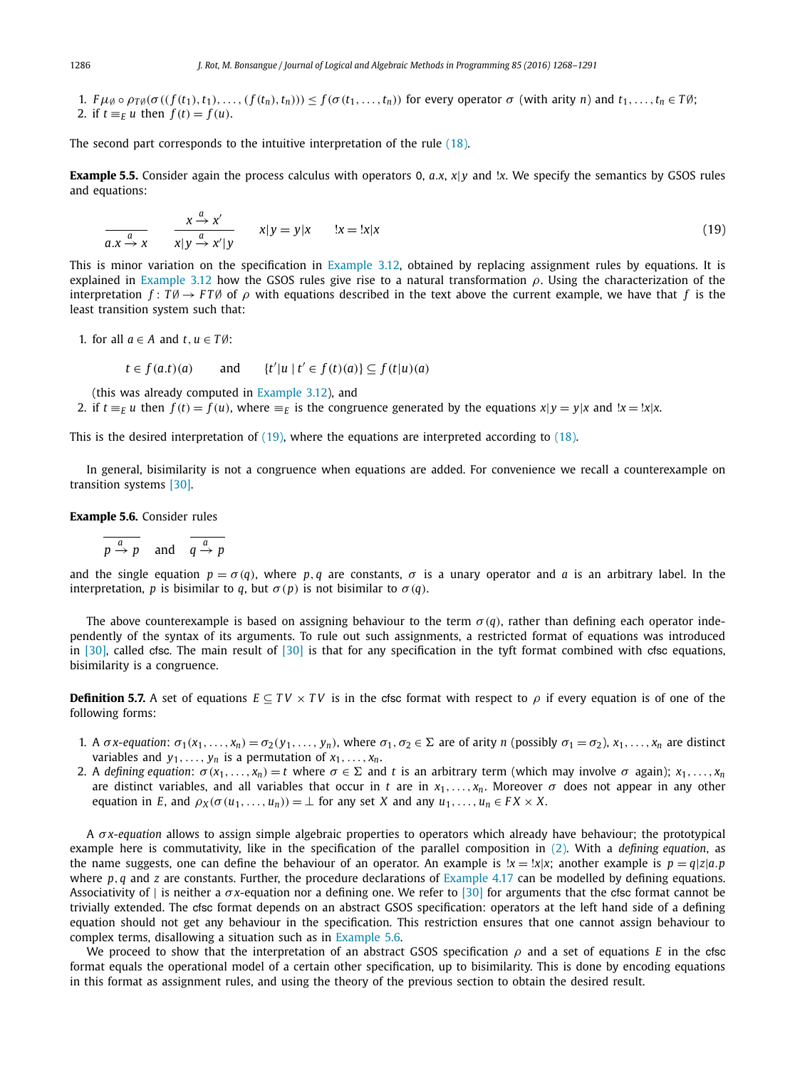1. $F\mu_\emptyset \circ \rho_{T\emptyset}(\sigma((f(t_1), t_1), \ldots, (f(t_n), t_n))) \leq f(\sigma(t_1, \ldots, t_n))$ for every operator $\sigma$ (with arity $n$) and $t_1, \ldots, t_n \in T\emptyset$;
2. if $t \equiv_E u$ then $f(t) = f(u)$.

The second part corresponds to the intuitive interpretation of the rule (18).

**Example 5.5.** Consider again the process calculus with operators 0, $a.x$, $x|y$ and $!x$. We specify the semantics by GSOS rules and equations:

$$\frac{}{a.x \xrightarrow{a} x} \qquad \frac{x \xrightarrow{a} x'}{x|y \xrightarrow{a} x'|y} \qquad x|y = y|x \qquad !x = !x|x \tag{19}$$

This is minor variation on the specification in Example 3.12, obtained by replacing assignment rules by equations. It is explained in Example 3.12 how the GSOS rules give rise to a natural transformation $\rho$. Using the characterization of the interpretation $f : T\emptyset \to FT\emptyset$ of $\rho$ with equations described in the text above the current example, we have that $f$ is the least transition system such that:

1. for all $a \in A$ and $t, u \in T\emptyset$:

$$t \in f(a.t)(a) \qquad \text{and} \qquad \{t'|u \mid t' \in f(t)(a)\} \subseteq f(t|u)(a)$$

   (this was already computed in Example 3.12), and
2. if $t \equiv_E u$ then $f(t) = f(u)$, where $\equiv_E$ is the congruence generated by the equations $x|y = y|x$ and $!x = !x|x$.

This is the desired interpretation of (19), where the equations are interpreted according to (18).

In general, bisimilarity is not a congruence when equations are added. For convenience we recall a counterexample on transition systems [30].

**Example 5.6.** Consider rules

$$\frac{}{p \xrightarrow{a} p} \quad \text{and} \quad \frac{}{q \xrightarrow{a} p}$$

and the single equation $p = \sigma(q)$, where $p, q$ are constants, $\sigma$ is a unary operator and $a$ is an arbitrary label. In the interpretation, $p$ is bisimilar to $q$, but $\sigma(p)$ is not bisimilar to $\sigma(q)$.

The above counterexample is based on assigning behaviour to the term $\sigma(q)$, rather than defining each operator independently of the syntax of its arguments. To rule out such assignments, a restricted format of equations was introduced in [30], called cfsc. The main result of [30] is that for any specification in the tyft format combined with cfsc equations, bisimilarity is a congruence.

**Definition 5.7.** A set of equations $E \subseteq TV \times TV$ is in the cfsc format with respect to $\rho$ if every equation is of one of the following forms:

1. A *$\sigma x$-equation*: $\sigma_1(x_1, \ldots, x_n) = \sigma_2(y_1, \ldots, y_n)$, where $\sigma_1, \sigma_2 \in \Sigma$ are of arity $n$ (possibly $\sigma_1 = \sigma_2$), $x_1, \ldots, x_n$ are distinct variables and $y_1, \ldots, y_n$ is a permutation of $x_1, \ldots, x_n$.
2. A *defining equation*: $\sigma(x_1, \ldots, x_n) = t$ where $\sigma \in \Sigma$ and $t$ is an arbitrary term (which may involve $\sigma$ again); $x_1, \ldots, x_n$ are distinct variables, and all variables that occur in $t$ are in $x_1, \ldots, x_n$. Moreover $\sigma$ does not appear in any other equation in $E$, and $\rho_X(\sigma(u_1, \ldots, u_n)) = \bot$ for any set $X$ and any $u_1, \ldots, u_n \in FX \times X$.

A *$\sigma x$-equation* allows to assign simple algebraic properties to operators which already have behaviour; the prototypical example here is commutativity, like in the specification of the parallel composition in (2). With a *defining equation*, as the name suggests, one can define the behaviour of an operator. An example is $!x = !x|x$; another example is $p = q|z|a.p$ where $p, q$ and $z$ are constants. Further, the procedure declarations of Example 4.17 can be modelled by defining equations. Associativity of $|$ is neither a $\sigma x$-equation nor a defining one. We refer to [30] for arguments that the cfsc format cannot be trivially extended. The cfsc format depends on an abstract GSOS specification: operators at the left hand side of a defining equation should not get any behaviour in the specification. This restriction ensures that one cannot assign behaviour to complex terms, disallowing a situation such as in Example 5.6.

We proceed to show that the interpretation of an abstract GSOS specification $\rho$ and a set of equations $E$ in the cfsc format equals the operational model of a certain other specification, up to bisimilarity. This is done by encoding equations in this format as assignment rules, and using the theory of the previous section to obtain the desired result.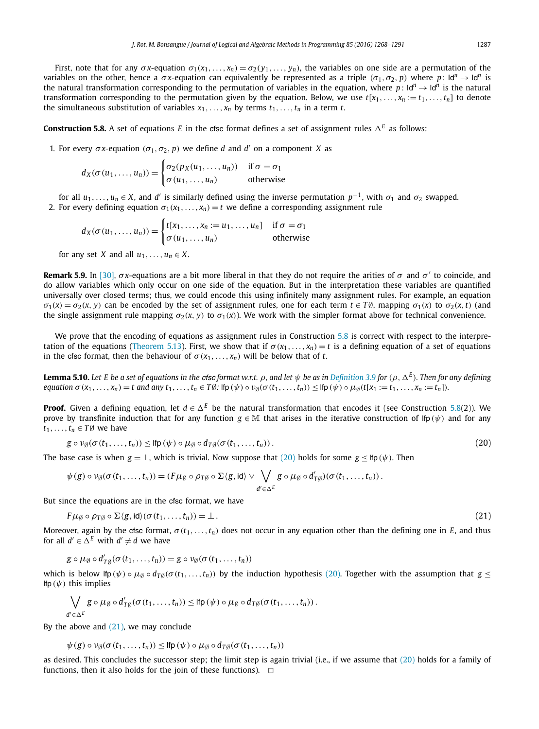First, note that for any $\sigma x$-equation $\sigma_1(x_1, \ldots, x_n) = \sigma_2(y_1, \ldots, y_n)$, the variables on one side are a permutation of the variables on the other, hence a $\sigma x$-equation can equivalently be represented as a triple $(\sigma_1, \sigma_2, p)$ where $p \colon \mathsf{Id}^n \to \mathsf{Id}^n$ is the natural transformation corresponding to the permutation of variables in the equation, where $p \colon \mathsf{Id}^n \to \mathsf{Id}^n$ is the natural transformation corresponding to the permutation given by the equation. Below, we use $t[x_1, \ldots, x_n := t_1, \ldots, t_n]$ to denote the simultaneous substitution of variables $x_1, \ldots, x_n$ by terms $t_1, \ldots, t_n$ in a term $t$.

**Construction 5.8.** A set of equations $E$ in the cfsc format defines a set of assignment rules $\Delta^E$ as follows:

1. For every $\sigma x$-equation $(\sigma_1, \sigma_2, p)$ we define $d$ and $d'$ on a component $X$ as

$$d_X(\sigma(u_1, \ldots, u_n)) = \begin{cases} \sigma_2(p_X(u_1, \ldots, u_n)) & \text{if } \sigma = \sigma_1 \\ \sigma(u_1, \ldots, u_n) & \text{otherwise} \end{cases}$$

   for all $u_1, \ldots, u_n \in X$, and $d'$ is similarly defined using the inverse permutation $p^{-1}$, with $\sigma_1$ and $\sigma_2$ swapped.
2. For every defining equation $\sigma_1(x_1, \ldots, x_n) = t$ we define a corresponding assignment rule

$$d_X(\sigma(u_1, \ldots, u_n)) = \begin{cases} t[x_1, \ldots, x_n := u_1, \ldots, u_n] & \text{if } \sigma = \sigma_1 \\ \sigma(u_1, \ldots, u_n) & \text{otherwise} \end{cases}$$

   for any set $X$ and all $u_1, \ldots, u_n \in X$.

**Remark 5.9.** In [30], $\sigma x$-equations are a bit more liberal in that they do not require the arities of $\sigma$ and $\sigma'$ to coincide, and do allow variables which only occur on one side of the equation. But in the interpretation these variables are quantified universally over closed terms; thus, we could encode this using infinitely many assignment rules. For example, an equation $\sigma_1(x) = \sigma_2(x, y)$ can be encoded by the set of assignment rules, one for each term $t \in T\emptyset$, mapping $\sigma_1(x)$ to $\sigma_2(x, t)$ (and the single assignment rule mapping $\sigma_2(x, y)$ to $\sigma_1(x)$). We work with the simpler format above for technical convenience.

We prove that the encoding of equations as assignment rules in Construction 5.8 is correct with respect to the interpretation of the equations (Theorem 5.13). First, we show that if $\sigma(x_1, \ldots, x_n) = t$ is a defining equation of a set of equations in the cfsc format, then the behaviour of $\sigma(x_1, \ldots, x_n)$ will be below that of $t$.

**Lemma 5.10.** *Let $E$ be a set of equations in the cfsc format w.r.t. $\rho$, and let $\psi$ be as in Definition 3.9 for $(\rho, \Delta^E)$. Then for any defining equation $\sigma(x_1, \ldots, x_n) = t$ and any $t_1, \ldots, t_n \in T\emptyset$: $\mathsf{lfp}(\psi) \circ \nu_\emptyset(\sigma(t_1, \ldots, t_n)) \leq \mathsf{lfp}(\psi) \circ \mu_\emptyset(t[x_1 := t_1, \ldots, x_n := t_n])$.*

**Proof.** Given a defining equation, let $d \in \Delta^E$ be the natural transformation that encodes it (see Construction 5.8(2)). We prove by transfinite induction that for any function $g \in \mathbb{M}$ that arises in the iterative construction of $\mathsf{lfp}(\psi)$ and for any $t_1, \ldots, t_n \in T\emptyset$ we have

$$g \circ \nu_\emptyset(\sigma(t_1, \ldots, t_n)) \leq \mathsf{lfp}(\psi) \circ \mu_\emptyset \circ d_{T\emptyset}(\sigma(t_1, \ldots, t_n)) \,. \tag{20}$$

The base case is when $g = \bot$, which is trivial. Now suppose that (20) holds for some $g \leq \mathsf{lfp}(\psi)$. Then

$$\psi(g) \circ \nu_\emptyset(\sigma(t_1, \ldots, t_n)) = (F\mu_\emptyset \circ \rho_{T\emptyset} \circ \Sigma\langle g, \mathsf{id}\rangle \vee \bigvee_{d' \in \Delta^E} g \circ \mu_\emptyset \circ d'_{T\emptyset})(\sigma(t_1, \ldots, t_n)) \,.$$

But since the equations are in the cfsc format, we have

$$F\mu_\emptyset \circ \rho_{T\emptyset} \circ \Sigma\langle g, \mathsf{id}\rangle(\sigma(t_1, \ldots, t_n)) = \bot \,. \tag{21}$$

Moreover, again by the cfsc format, $\sigma(t_1, \ldots, t_n)$ does not occur in any equation other than the defining one in $E$, and thus for all $d' \in \Delta^E$ with $d' \neq d$ we have

$$g \circ \mu_\emptyset \circ d'_{T\emptyset}(\sigma(t_1, \ldots, t_n)) = g \circ \nu_\emptyset(\sigma(t_1, \ldots, t_n))$$

which is below $\mathsf{lfp}(\psi) \circ \mu_\emptyset \circ d_{T\emptyset}(\sigma(t_1, \ldots, t_n))$ by the induction hypothesis (20). Together with the assumption that $g \leq \mathsf{lfp}(\psi)$ this implies

$$\bigvee_{d' \in \Delta^E} g \circ \mu_\emptyset \circ d'_{T\emptyset}(\sigma(t_1, \ldots, t_n)) \leq \mathsf{lfp}(\psi) \circ \mu_\emptyset \circ d_{T\emptyset}(\sigma(t_1, \ldots, t_n)) \,.$$

By the above and (21), we may conclude

$$\psi(g) \circ \nu_\emptyset(\sigma(t_1, \ldots, t_n)) \leq \mathsf{lfp}(\psi) \circ \mu_\emptyset \circ d_{T\emptyset}(\sigma(t_1, \ldots, t_n))$$

as desired. This concludes the successor step; the limit step is again trivial (i.e., if we assume that (20) holds for a family of functions, then it also holds for the join of these functions). $\square$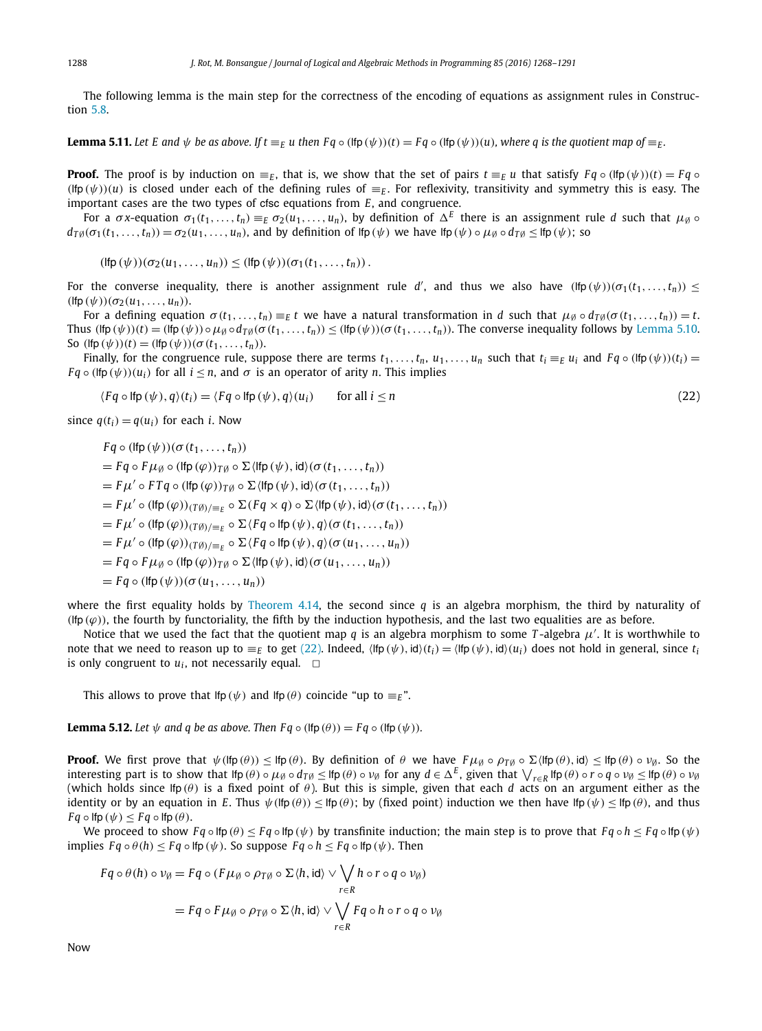The following lemma is the main step for the correctness of the encoding of equations as assignment rules in Construction 5.8.

**Lemma 5.11.** *Let $E$ and $\psi$ be as above. If $t \equiv_E u$ then $Fq \circ (\mathsf{lfp}(\psi))(t) = Fq \circ (\mathsf{lfp}(\psi))(u)$, where $q$ is the quotient map of $\equiv_E$.*

**Proof.** The proof is by induction on $\equiv_E$, that is, we show that the set of pairs $t \equiv_E u$ that satisfy $Fq \circ (\mathsf{lfp}(\psi))(t) = Fq \circ (\mathsf{lfp}(\psi))(u)$ is closed under each of the defining rules of $\equiv_E$. For reflexivity, transitivity and symmetry this is easy. The important cases are the two types of cfsc equations from $E$, and congruence.

For a $\sigma x$-equation $\sigma_1(t_1, \ldots, t_n) \equiv_E \sigma_2(u_1, \ldots, u_n)$, by definition of $\Delta^E$ there is an assignment rule $d$ such that $\mu_\emptyset \circ d_{T\emptyset}(\sigma_1(t_1, \ldots, t_n)) = \sigma_2(u_1, \ldots, u_n)$, and by definition of $\mathsf{lfp}(\psi)$ we have $\mathsf{lfp}(\psi) \circ \mu_\emptyset \circ d_{T\emptyset} \leq \mathsf{lfp}(\psi)$; so

$$(\mathsf{lfp}(\psi))(\sigma_2(u_1, \ldots, u_n)) \leq (\mathsf{lfp}(\psi))(\sigma_1(t_1, \ldots, t_n)).$$

For the converse inequality, there is another assignment rule $d'$, and thus we also have $(\mathsf{lfp}(\psi))(\sigma_1(t_1, \ldots, t_n)) \leq (\mathsf{lfp}(\psi))(\sigma_2(u_1, \ldots, u_n))$.

For a defining equation $\sigma(t_1, \ldots, t_n) \equiv_E t$ we have a natural transformation in $d$ such that $\mu_\emptyset \circ d_{T\emptyset}(\sigma(t_1, \ldots, t_n)) = t$. Thus $(\mathsf{lfp}(\psi))(t) = (\mathsf{lfp}(\psi)) \circ \mu_\emptyset \circ d_{T\emptyset}(\sigma(t_1, \ldots, t_n)) \leq (\mathsf{lfp}(\psi))(\sigma(t_1, \ldots, t_n))$. The converse inequality follows by Lemma 5.10. So $(\mathsf{lfp}(\psi))(t) = (\mathsf{lfp}(\psi))(\sigma(t_1, \ldots, t_n))$.

Finally, for the congruence rule, suppose there are terms $t_1, \ldots, t_n, u_1, \ldots, u_n$ such that $t_i \equiv_E u_i$ and $Fq \circ (\mathsf{lfp}(\psi))(t_i) = Fq \circ (\mathsf{lfp}(\psi))(u_i)$ for all $i \leq n$, and $\sigma$ is an operator of arity $n$. This implies

$$\langle Fq \circ \mathsf{lfp}(\psi), q\rangle(t_i) = \langle Fq \circ \mathsf{lfp}(\psi), q\rangle(u_i) \qquad \text{for all } i \leq n \tag{22}$$

since $q(t_i) = q(u_i)$ for each $i$. Now

$$\begin{aligned}
&Fq \circ (\mathsf{lfp}(\psi))(\sigma(t_1, \ldots, t_n)) \\
&= Fq \circ F\mu_\emptyset \circ (\mathsf{lfp}(\varphi))_{T\emptyset} \circ \Sigma\langle \mathsf{lfp}(\psi), \mathrm{id}\rangle(\sigma(t_1, \ldots, t_n)) \\
&= F\mu' \circ FTq \circ (\mathsf{lfp}(\varphi))_{T\emptyset} \circ \Sigma\langle \mathsf{lfp}(\psi), \mathrm{id}\rangle(\sigma(t_1, \ldots, t_n)) \\
&= F\mu' \circ (\mathsf{lfp}(\varphi))_{(T\emptyset)/\equiv_E} \circ \Sigma(Fq \times q) \circ \Sigma\langle \mathsf{lfp}(\psi), \mathrm{id}\rangle(\sigma(t_1, \ldots, t_n)) \\
&= F\mu' \circ (\mathsf{lfp}(\varphi))_{(T\emptyset)/\equiv_E} \circ \Sigma\langle Fq \circ \mathsf{lfp}(\psi), q\rangle(\sigma(t_1, \ldots, t_n)) \\
&= F\mu' \circ (\mathsf{lfp}(\varphi))_{(T\emptyset)/\equiv_E} \circ \Sigma\langle Fq \circ \mathsf{lfp}(\psi), q\rangle(\sigma(u_1, \ldots, u_n)) \\
&= Fq \circ F\mu_\emptyset \circ (\mathsf{lfp}(\varphi))_{T\emptyset} \circ \Sigma\langle \mathsf{lfp}(\psi), \mathrm{id}\rangle(\sigma(u_1, \ldots, u_n)) \\
&= Fq \circ (\mathsf{lfp}(\psi))(\sigma(u_1, \ldots, u_n))
\end{aligned}$$

where the first equality holds by Theorem 4.14, the second since $q$ is an algebra morphism, the third by naturality of $(\mathsf{lfp}(\varphi))$, the fourth by functoriality, the fifth by the induction hypothesis, and the last two equalities are as before.

Notice that we used the fact that the quotient map $q$ is an algebra morphism to some $T$-algebra $\mu'$. It is worthwhile to note that we need to reason up to $\equiv_E$ to get (22). Indeed, $\langle \mathsf{lfp}(\psi), \mathrm{id}\rangle(t_i) = \langle \mathsf{lfp}(\psi), \mathrm{id}\rangle(u_i)$ does not hold in general, since $t_i$ is only congruent to $u_i$, not necessarily equal. $\square$

This allows to prove that $\mathsf{lfp}(\psi)$ and $\mathsf{lfp}(\theta)$ coincide "up to $\equiv_E$".

**Lemma 5.12.** *Let $\psi$ and $q$ be as above. Then $Fq \circ (\mathsf{lfp}(\theta)) = Fq \circ (\mathsf{lfp}(\psi))$.*

**Proof.** We first prove that $\psi(\mathsf{lfp}(\theta)) \leq \mathsf{lfp}(\theta)$. By definition of $\theta$ we have $F\mu_\emptyset \circ \rho_{T\emptyset} \circ \Sigma\langle \mathsf{lfp}(\theta), \mathrm{id}\rangle \leq \mathsf{lfp}(\theta) \circ \nu_\emptyset$. So the interesting part is to show that $\mathsf{lfp}(\theta) \circ \mu_\emptyset \circ d_{T\emptyset} \leq \mathsf{lfp}(\theta) \circ \nu_\emptyset$ for any $d \in \Delta^E$, given that $\bigvee_{r \in R} \mathsf{lfp}(\theta) \circ r \circ q \circ \nu_\emptyset \leq \mathsf{lfp}(\theta) \circ \nu_\emptyset$ (which holds since $\mathsf{lfp}(\theta)$ is a fixed point of $\theta$). But this is simple, given that each $d$ acts on an argument either as the identity or by an equation in $E$. Thus $\psi(\mathsf{lfp}(\theta)) \leq \mathsf{lfp}(\theta)$; by (fixed point) induction we then have $\mathsf{lfp}(\psi) \leq \mathsf{lfp}(\theta)$, and thus $Fq \circ \mathsf{lfp}(\psi) \leq Fq \circ \mathsf{lfp}(\theta)$.

We proceed to show $Fq \circ \mathsf{lfp}(\theta) \leq Fq \circ \mathsf{lfp}(\psi)$ by transfinite induction; the main step is to prove that $Fq \circ h \leq Fq \circ \mathsf{lfp}(\psi)$ implies $Fq \circ \theta(h) \leq Fq \circ \mathsf{lfp}(\psi)$. So suppose $Fq \circ h \leq Fq \circ \mathsf{lfp}(\psi)$. Then

$$\begin{aligned}
Fq \circ \theta(h) \circ \nu_\emptyset &= Fq \circ (F\mu_\emptyset \circ \rho_{T\emptyset} \circ \Sigma\langle h, \mathrm{id}\rangle \vee \bigvee_{r \in R} h \circ r \circ q \circ \nu_\emptyset) \\
&= Fq \circ F\mu_\emptyset \circ \rho_{T\emptyset} \circ \Sigma\langle h, \mathrm{id}\rangle \vee \bigvee_{r \in R} Fq \circ h \circ r \circ q \circ \nu_\emptyset
\end{aligned}$$

Now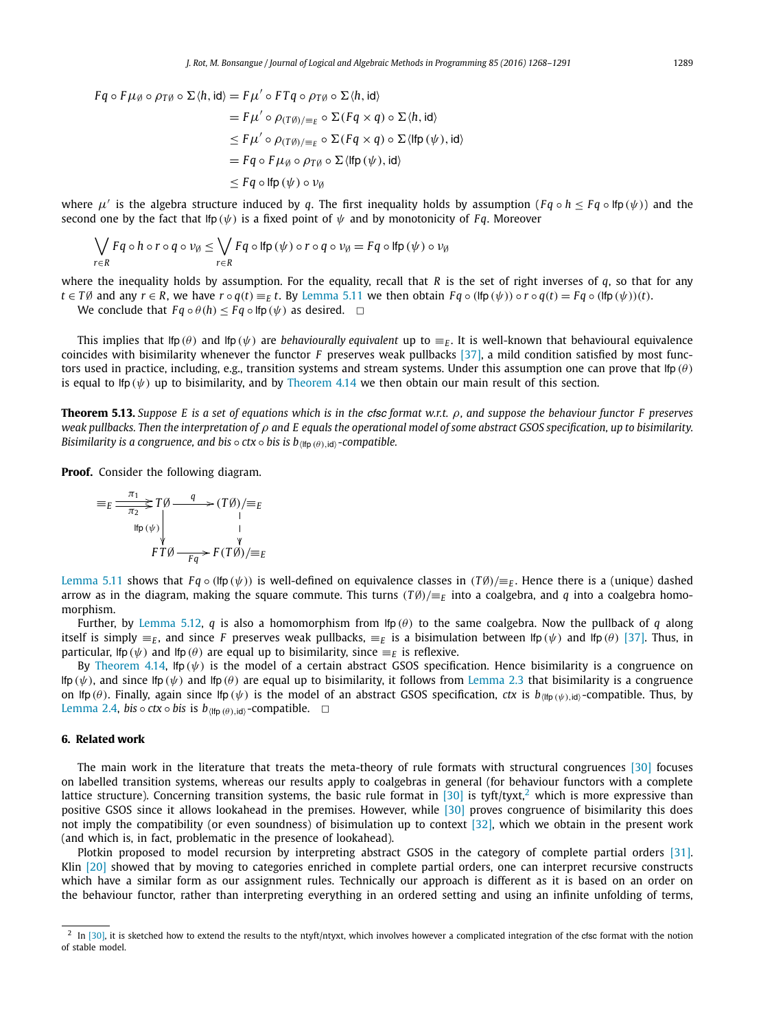$$
\begin{aligned}
Fq \circ F\mu_\emptyset \circ \rho_{T\emptyset} \circ \Sigma\langle h, \mathsf{id}\rangle &= F\mu' \circ FTq \circ \rho_{T\emptyset} \circ \Sigma\langle h, \mathsf{id}\rangle \\
&= F\mu' \circ \rho_{(T\emptyset)/\equiv_E} \circ \Sigma(Fq \times q) \circ \Sigma\langle h, \mathsf{id}\rangle \\
&\leq F\mu' \circ \rho_{(T\emptyset)/\equiv_E} \circ \Sigma(Fq \times q) \circ \Sigma\langle \mathsf{lfp}\,(\psi), \mathsf{id}\rangle \\
&= Fq \circ F\mu_\emptyset \circ \rho_{T\emptyset} \circ \Sigma\langle \mathsf{lfp}\,(\psi), \mathsf{id}\rangle \\
&\leq Fq \circ \mathsf{lfp}\,(\psi) \circ \nu_\emptyset
\end{aligned}
$$

where $\mu'$ is the algebra structure induced by $q$. The first inequality holds by assumption ($Fq \circ h \leq Fq \circ \mathsf{lfp}\,(\psi)$) and the second one by the fact that $\mathsf{lfp}\,(\psi)$ is a fixed point of $\psi$ and by monotonicity of $Fq$. Moreover

$$
\bigvee_{r\in R} Fq \circ h \circ r \circ q \circ \nu_\emptyset \leq \bigvee_{r\in R} Fq \circ \mathsf{lfp}\,(\psi) \circ r \circ q \circ \nu_\emptyset = Fq \circ \mathsf{lfp}\,(\psi) \circ \nu_\emptyset
$$

where the inequality holds by assumption. For the equality, recall that $R$ is the set of right inverses of $q$, so that for any $t \in T\emptyset$ and any $r \in R$, we have $r \circ q(t) \equiv_E t$. By Lemma 5.11 we then obtain $Fq \circ (\mathsf{lfp}\,(\psi)) \circ r \circ q(t) = Fq \circ (\mathsf{lfp}\,(\psi))(t)$.

We conclude that $Fq \circ \theta(h) \leq Fq \circ \mathsf{lfp}\,(\psi)$ as desired. □

This implies that $\mathsf{lfp}\,(\theta)$ and $\mathsf{lfp}\,(\psi)$ are *behaviourally equivalent* up to $\equiv_E$. It is well-known that behavioural equivalence coincides with bisimilarity whenever the functor $F$ preserves weak pullbacks [37], a mild condition satisfied by most functors used in practice, including, e.g., transition systems and stream systems. Under this assumption one can prove that $\mathsf{lfp}\,(\theta)$ is equal to $\mathsf{lfp}\,(\psi)$ up to bisimilarity, and by Theorem 4.14 we then obtain our main result of this section.

**Theorem 5.13.** *Suppose $E$ is a set of equations which is in the cfsc format w.r.t. $\rho$, and suppose the behaviour functor $F$ preserves weak pullbacks. Then the interpretation of $\rho$ and $E$ equals the operational model of some abstract GSOS specification, up to bisimilarity. Bisimilarity is a congruence, and bis $\circ$ ctx $\circ$ bis is $b_{\langle \mathsf{lfp}\,(\theta), \mathsf{id}\rangle}$-compatible.*

**Proof.** Consider the following diagram.

$$
\begin{array}{ccccc}
\equiv_E & \overset{\pi_1}{\underset{\pi_2}{\rightrightarrows}} & T\emptyset & \overset{q}{\longrightarrow} & (T\emptyset)/\equiv_E \\
 & & \big\downarrow{\scriptstyle \mathsf{lfp}\,(\psi)} & & \big\downarrow \\
 & & FT\emptyset & \underset{Fq}{\longrightarrow} & F(T\emptyset)/\equiv_E
\end{array}
$$

Lemma 5.11 shows that $Fq \circ (\mathsf{lfp}\,(\psi))$ is well-defined on equivalence classes in $(T\emptyset)/\equiv_E$. Hence there is a (unique) dashed arrow as in the diagram, making the square commute. This turns $(T\emptyset)/\equiv_E$ into a coalgebra, and $q$ into a coalgebra homomorphism.

Further, by Lemma 5.12, $q$ is also a homomorphism from $\mathsf{lfp}\,(\theta)$ to the same coalgebra. Now the pullback of $q$ along itself is simply $\equiv_E$, and since $F$ preserves weak pullbacks, $\equiv_E$ is a bisimulation between $\mathsf{lfp}\,(\psi)$ and $\mathsf{lfp}\,(\theta)$ [37]. Thus, in particular, $\mathsf{lfp}\,(\psi)$ and $\mathsf{lfp}\,(\theta)$ are equal up to bisimilarity, since $\equiv_E$ is reflexive.

By Theorem 4.14, $\mathsf{lfp}\,(\psi)$ is the model of a certain abstract GSOS specification. Hence bisimilarity is a congruence on $\mathsf{lfp}\,(\psi)$, and since $\mathsf{lfp}\,(\psi)$ and $\mathsf{lfp}\,(\theta)$ are equal up to bisimilarity, it follows from Lemma 2.3 that bisimilarity is a congruence on $\mathsf{lfp}\,(\theta)$. Finally, again since $\mathsf{lfp}\,(\psi)$ is the model of an abstract GSOS specification, *ctx* is $b_{\langle \mathsf{lfp}\,(\psi), \mathsf{id}\rangle}$-compatible. Thus, by Lemma 2.4, *bis* $\circ$ *ctx* $\circ$ *bis* is $b_{\langle \mathsf{lfp}\,(\theta), \mathsf{id}\rangle}$-compatible. □

## 6. Related work

The main work in the literature that treats the meta-theory of rule formats with structural congruences [30] focuses on labelled transition systems, whereas our results apply to coalgebras in general (for behaviour functors with a complete lattice structure). Concerning transition systems, the basic rule format in [30] is tyft/tyxt,[2] which is more expressive than positive GSOS since it allows lookahead in the premises. However, while [30] proves congruence of bisimilarity this does not imply the compatibility (or even soundness) of bisimulation up to context [32], which we obtain in the present work (and which is, in fact, problematic in the presence of lookahead).

Plotkin proposed to model recursion by interpreting abstract GSOS in the category of complete partial orders [31]. Klin [20] showed that by moving to categories enriched in complete partial orders, one can interpret recursive constructs which have a similar form as our assignment rules. Technically our approach is different as it is based on an order on the behaviour functor, rather than interpreting everything in an ordered setting and using an infinite unfolding of terms,

[2] In [30], it is sketched how to extend the results to the ntyft/ntyxt, which involves however a complicated integration of the cfsc format with the notion of stable model.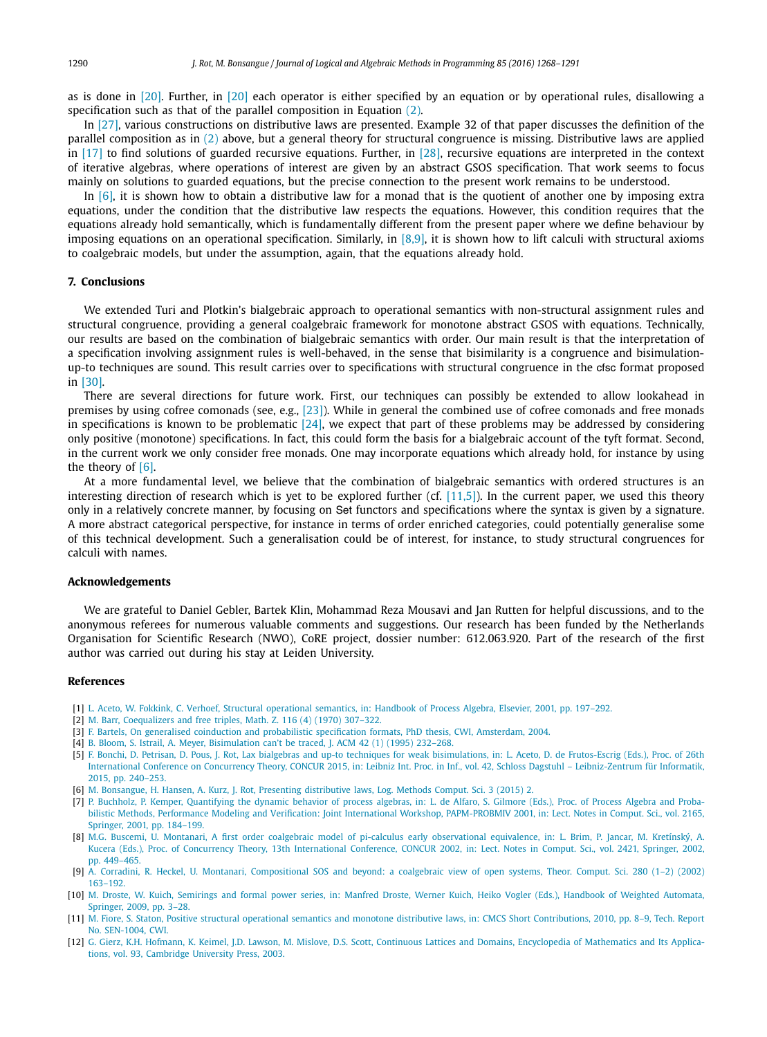as is done in [20]. Further, in [20] each operator is either specified by an equation or by operational rules, disallowing a specification such as that of the parallel composition in Equation (2).

In [27], various constructions on distributive laws are presented. Example 32 of that paper discusses the definition of the parallel composition as in (2) above, but a general theory for structural congruence is missing. Distributive laws are applied in [17] to find solutions of guarded recursive equations. Further, in [28], recursive equations are interpreted in the context of iterative algebras, where operations of interest are given by an abstract GSOS specification. That work seems to focus mainly on solutions to guarded equations, but the precise connection to the present work remains to be understood.

In [6], it is shown how to obtain a distributive law for a monad that is the quotient of another one by imposing extra equations, under the condition that the distributive law respects the equations. However, this condition requires that the equations already hold semantically, which is fundamentally different from the present paper where we define behaviour by imposing equations on an operational specification. Similarly, in [8,9], it is shown how to lift calculi with structural axioms to coalgebraic models, but under the assumption, again, that the equations already hold.

## 7. Conclusions

We extended Turi and Plotkin's bialgebraic approach to operational semantics with non-structural assignment rules and structural congruence, providing a general coalgebraic framework for monotone abstract GSOS with equations. Technically, our results are based on the combination of bialgebraic semantics with order. Our main result is that the interpretation of a specification involving assignment rules is well-behaved, in the sense that bisimilarity is a congruence and bisimulation-up-to techniques are sound. This result carries over to specifications with structural congruence in the cfsc format proposed in [30].

There are several directions for future work. First, our techniques can possibly be extended to allow lookahead in premises by using cofree comonads (see, e.g., [23]). While in general the combined use of cofree comonads and free monads in specifications is known to be problematic [24], we expect that part of these problems may be addressed by considering only positive (monotone) specifications. In fact, this could form the basis for a bialgebraic account of the tyft format. Second, in the current work we only consider free monads. One may incorporate equations which already hold, for instance by using the theory of [6].

At a more fundamental level, we believe that the combination of bialgebraic semantics with ordered structures is an interesting direction of research which is yet to be explored further (cf. [11,5]). In the current paper, we used this theory only in a relatively concrete manner, by focusing on Set functors and specifications where the syntax is given by a signature. A more abstract categorical perspective, for instance in terms of order enriched categories, could potentially generalise some of this technical development. Such a generalisation could be of interest, for instance, to study structural congruences for calculi with names.

## Acknowledgements

We are grateful to Daniel Gebler, Bartek Klin, Mohammad Reza Mousavi and Jan Rutten for helpful discussions, and to the anonymous referees for numerous valuable comments and suggestions. Our research has been funded by the Netherlands Organisation for Scientific Research (NWO), CoRE project, dossier number: 612.063.920. Part of the research of the first author was carried out during his stay at Leiden University.

## References

[1] L. Aceto, W. Fokkink, C. Verhoef, Structural operational semantics, in: Handbook of Process Algebra, Elsevier, 2001, pp. 197–292.
[2] M. Barr, Coequalizers and free triples, Math. Z. 116 (4) (1970) 307–322.
[3] F. Bartels, On generalised coinduction and probabilistic specification formats, PhD thesis, CWI, Amsterdam, 2004.
[4] B. Bloom, S. Istrail, A. Meyer, Bisimulation can't be traced, J. ACM 42 (1) (1995) 232–268.
[5] F. Bonchi, D. Petrisan, D. Pous, J. Rot, Lax bialgebras and up-to techniques for weak bisimulations, in: L. Aceto, D. de Frutos-Escrig (Eds.), Proc. of 26th International Conference on Concurrency Theory, CONCUR 2015, in: Leibniz Int. Proc. in Inf., vol. 42, Schloss Dagstuhl – Leibniz-Zentrum für Informatik, 2015, pp. 240–253.
[6] M. Bonsangue, H. Hansen, A. Kurz, J. Rot, Presenting distributive laws, Log. Methods Comput. Sci. 3 (2015) 2.
[7] P. Buchholz, P. Kemper, Quantifying the dynamic behavior of process algebras, in: L. de Alfaro, S. Gilmore (Eds.), Proc. of Process Algebra and Probabilistic Methods, Performance Modeling and Verification: Joint International Workshop, PAPM-PROBMIV 2001, in: Lect. Notes in Comput. Sci., vol. 2165, Springer, 2001, pp. 184–199.
[8] M.G. Buscemi, U. Montanari, A first order coalgebraic model of pi-calculus early observational equivalence, in: L. Brim, P. Jancar, M. Kretínský, A. Kucera (Eds.), Proc. of Concurrency Theory, 13th International Conference, CONCUR 2002, in: Lect. Notes in Comput. Sci., vol. 2421, Springer, 2002, pp. 449–465.
[9] A. Corradini, R. Heckel, U. Montanari, Compositional SOS and beyond: a coalgebraic view of open systems, Theor. Comput. Sci. 280 (1–2) (2002) 163–192.
[10] M. Droste, W. Kuich, Semirings and formal power series, in: Manfred Droste, Werner Kuich, Heiko Vogler (Eds.), Handbook of Weighted Automata, Springer, 2009, pp. 3–28.
[11] M. Fiore, S. Staton, Positive structural operational semantics and monotone distributive laws, in: CMCS Short Contributions, 2010, pp. 8–9, Tech. Report No. SEN-1004, CWI.
[12] G. Gierz, K.H. Hofmann, K. Keimel, J.D. Lawson, M. Mislove, D.S. Scott, Continuous Lattices and Domains, Encyclopedia of Mathematics and Its Applications, vol. 93, Cambridge University Press, 2003.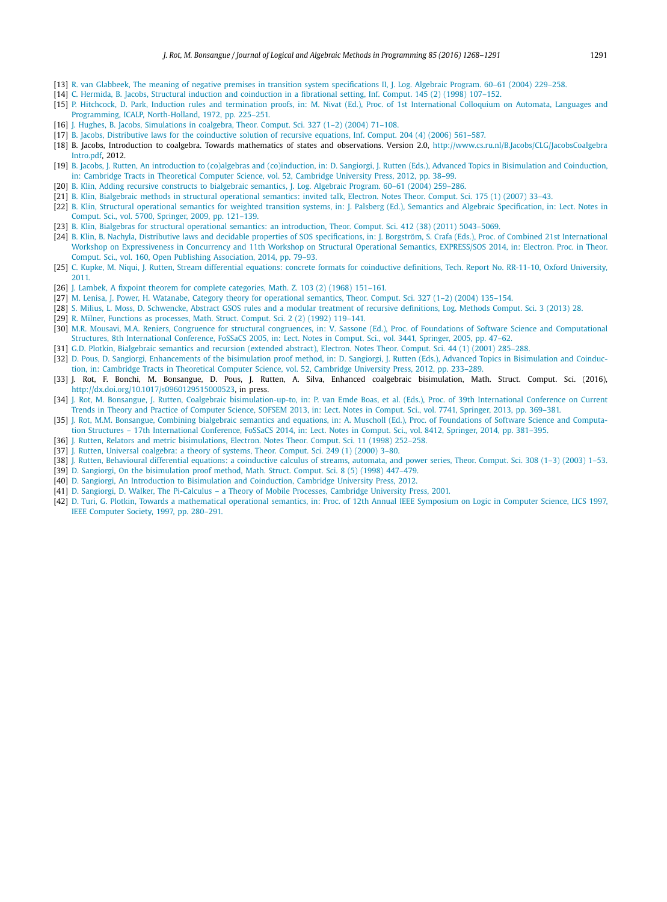[13] R. van Glabbeek, The meaning of negative premises in transition system specifications II, J. Log. Algebraic Program. 60–61 (2004) 229–258.
[14] C. Hermida, B. Jacobs, Structural induction and coinduction in a fibrational setting, Inf. Comput. 145 (2) (1998) 107–152.
[15] P. Hitchcock, D. Park, Induction rules and termination proofs, in: M. Nivat (Ed.), Proc. of 1st International Colloquium on Automata, Languages and Programming, ICALP, North-Holland, 1972, pp. 225–251.
[16] J. Hughes, B. Jacobs, Simulations in coalgebra, Theor. Comput. Sci. 327 (1–2) (2004) 71–108.
[17] B. Jacobs, Distributive laws for the coinductive solution of recursive equations, Inf. Comput. 204 (4) (2006) 561–587.
[18] B. Jacobs, Introduction to coalgebra. Towards mathematics of states and observations. Version 2.0, http://www.cs.ru.nl/B.Jacobs/CLG/JacobsCoalgebraIntro.pdf, 2012.
[19] B. Jacobs, J. Rutten, An introduction to (co)algebras and (co)induction, in: D. Sangiorgi, J. Rutten (Eds.), Advanced Topics in Bisimulation and Coinduction, in: Cambridge Tracts in Theoretical Computer Science, vol. 52, Cambridge University Press, 2012, pp. 38–99.
[20] B. Klin, Adding recursive constructs to bialgebraic semantics, J. Log. Algebraic Program. 60–61 (2004) 259–286.
[21] B. Klin, Bialgebraic methods in structural operational semantics: invited talk, Electron. Notes Theor. Comput. Sci. 175 (1) (2007) 33–43.
[22] B. Klin, Structural operational semantics for weighted transition systems, in: J. Palsberg (Ed.), Semantics and Algebraic Specification, in: Lect. Notes in Comput. Sci., vol. 5700, Springer, 2009, pp. 121–139.
[23] B. Klin, Bialgebras for structural operational semantics: an introduction, Theor. Comput. Sci. 412 (38) (2011) 5043–5069.
[24] B. Klin, B. Nachyla, Distributive laws and decidable properties of SOS specifications, in: J. Borgström, S. Crafa (Eds.), Proc. of Combined 21st International Workshop on Expressiveness in Concurrency and 11th Workshop on Structural Operational Semantics, EXPRESS/SOS 2014, in: Electron. Proc. in Theor. Comput. Sci., vol. 160, Open Publishing Association, 2014, pp. 79–93.
[25] C. Kupke, M. Niqui, J. Rutten, Stream differential equations: concrete formats for coinductive definitions, Tech. Report No. RR-11-10, Oxford University, 2011.
[26] J. Lambek, A fixpoint theorem for complete categories, Math. Z. 103 (2) (1968) 151–161.
[27] M. Lenisa, J. Power, H. Watanabe, Category theory for operational semantics, Theor. Comput. Sci. 327 (1–2) (2004) 135–154.
[28] S. Milius, L. Moss, D. Schwencke, Abstract GSOS rules and a modular treatment of recursive definitions, Log. Methods Comput. Sci. 3 (2013) 28.
[29] R. Milner, Functions as processes, Math. Struct. Comput. Sci. 2 (2) (1992) 119–141.
[30] M.R. Mousavi, M.A. Reniers, Congruence for structural congruences, in: V. Sassone (Ed.), Proc. of Foundations of Software Science and Computational Structures, 8th International Conference, FoSSaCS 2005, in: Lect. Notes in Comput. Sci., vol. 3441, Springer, 2005, pp. 47–62.
[31] G.D. Plotkin, Bialgebraic semantics and recursion (extended abstract), Electron. Notes Theor. Comput. Sci. 44 (1) (2001) 285–288.
[32] D. Pous, D. Sangiorgi, Enhancements of the bisimulation proof method, in: D. Sangiorgi, J. Rutten (Eds.), Advanced Topics in Bisimulation and Coinduction, in: Cambridge Tracts in Theoretical Computer Science, vol. 52, Cambridge University Press, 2012, pp. 233–289.
[33] J. Rot, F. Bonchi, M. Bonsangue, D. Pous, J. Rutten, A. Silva, Enhanced coalgebraic bisimulation, Math. Struct. Comput. Sci. (2016), http://dx.doi.org/10.1017/s0960129515000523, in press.
[34] J. Rot, M. Bonsangue, J. Rutten, Coalgebraic bisimulation-up-to, in: P. van Emde Boas, et al. (Eds.), Proc. of 39th International Conference on Current Trends in Theory and Practice of Computer Science, SOFSEM 2013, in: Lect. Notes in Comput. Sci., vol. 7741, Springer, 2013, pp. 369–381.
[35] J. Rot, M.M. Bonsangue, Combining bialgebraic semantics and equations, in: A. Muscholl (Ed.), Proc. of Foundations of Software Science and Computation Structures – 17th International Conference, FoSSaCS 2014, in: Lect. Notes in Comput. Sci., vol. 8412, Springer, 2014, pp. 381–395.
[36] J. Rutten, Relators and metric bisimulations, Electron. Notes Theor. Comput. Sci. 11 (1998) 252–258.
[37] J. Rutten, Universal coalgebra: a theory of systems, Theor. Comput. Sci. 249 (1) (2000) 3–80.
[38] J. Rutten, Behavioural differential equations: a coinductive calculus of streams, automata, and power series, Theor. Comput. Sci. 308 (1–3) (2003) 1–53.
[39] D. Sangiorgi, On the bisimulation proof method, Math. Struct. Comput. Sci. 8 (5) (1998) 447–479.
[40] D. Sangiorgi, An Introduction to Bisimulation and Coinduction, Cambridge University Press, 2012.
[41] D. Sangiorgi, D. Walker, The Pi-Calculus – a Theory of Mobile Processes, Cambridge University Press, 2001.
[42] D. Turi, G. Plotkin, Towards a mathematical operational semantics, in: Proc. of 12th Annual IEEE Symposium on Logic in Computer Science, LICS 1997, IEEE Computer Society, 1997, pp. 280–291.